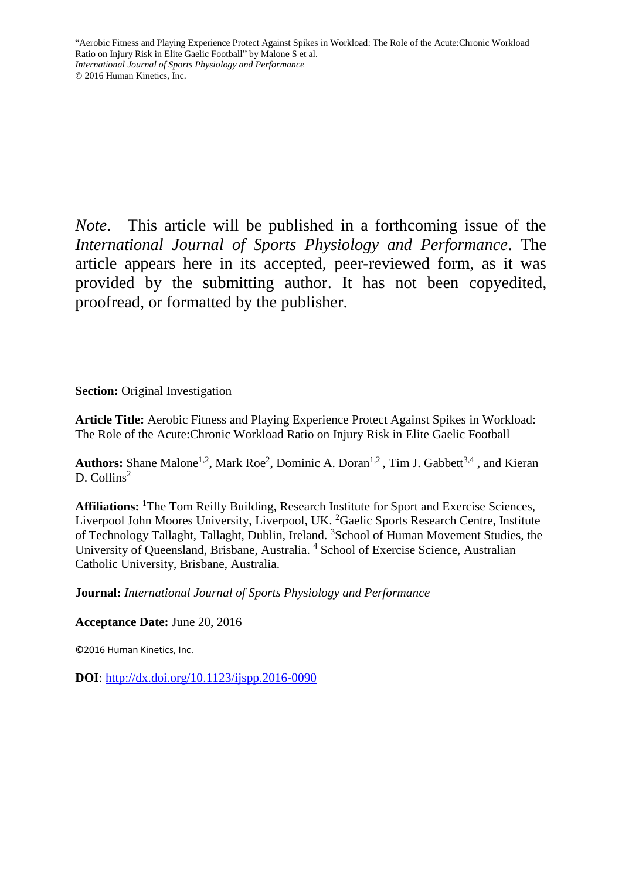*Note*. This article will be published in a forthcoming issue of the *International Journal of Sports Physiology and Performance*. The article appears here in its accepted, peer-reviewed form, as it was provided by the submitting author. It has not been copyedited, proofread, or formatted by the publisher.

**Section:** Original Investigation

**Article Title:** Aerobic Fitness and Playing Experience Protect Against Spikes in Workload: The Role of the Acute:Chronic Workload Ratio on Injury Risk in Elite Gaelic Football

**Authors:** Shane Malone[1,2], Mark Roe[2], Dominic A. Doran[1,2], Tim J. Gabbett[3,4], and Kieran D. Collins[2]

**Affiliations:** [1]The Tom Reilly Building, Research Institute for Sport and Exercise Sciences, Liverpool John Moores University, Liverpool, UK. [2]Gaelic Sports Research Centre, Institute of Technology Tallaght, Tallaght, Dublin, Ireland. [3]School of Human Movement Studies, the University of Queensland, Brisbane, Australia. [4] School of Exercise Science, Australian Catholic University, Brisbane, Australia.

**Journal:** *International Journal of Sports Physiology and Performance*

**Acceptance Date:** June 20, 2016

©2016 Human Kinetics, Inc.

**DOI**: http://dx.doi.org/10.1123/ijspp.2016-0090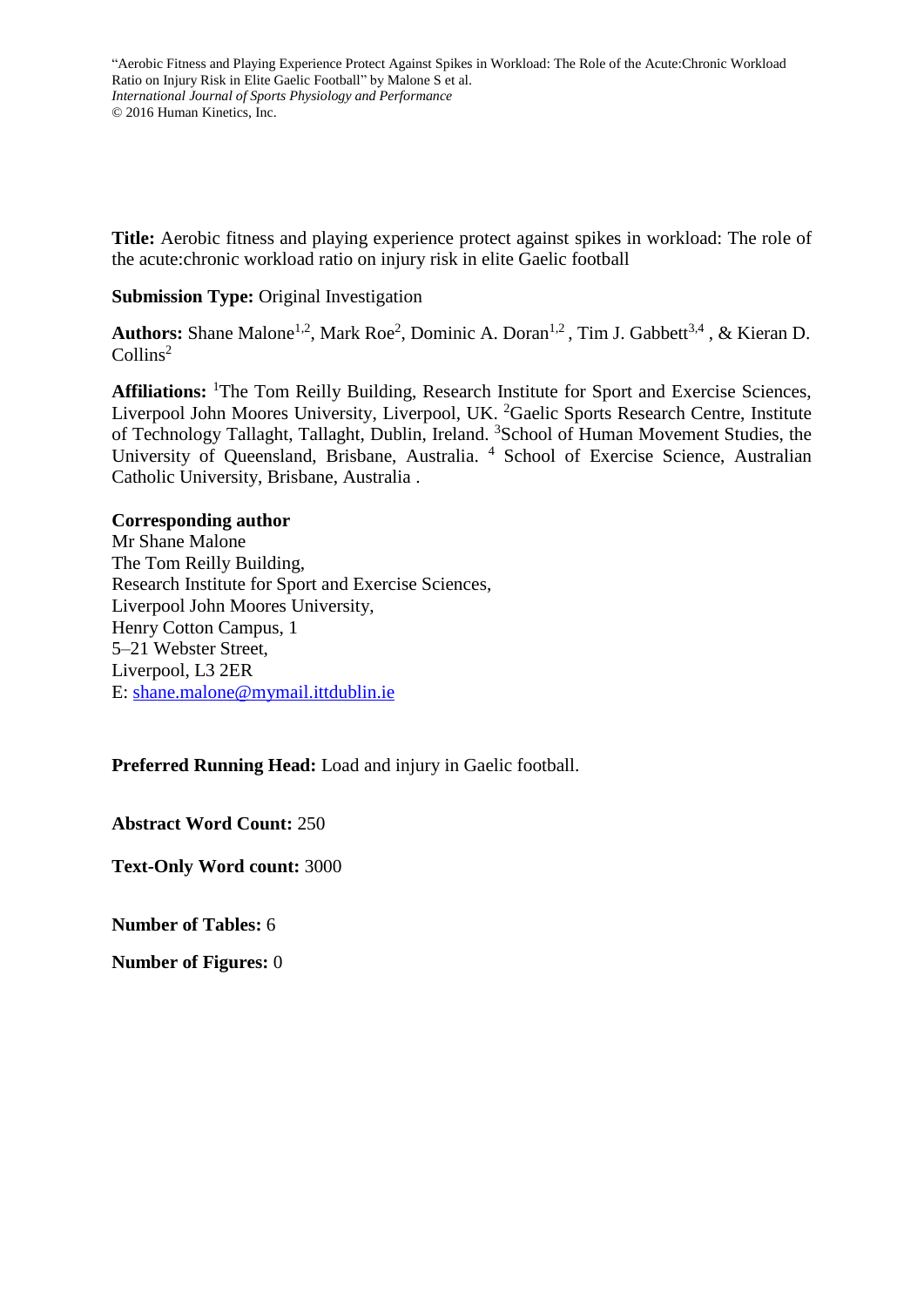**Title:** Aerobic fitness and playing experience protect against spikes in workload: The role of the acute:chronic workload ratio on injury risk in elite Gaelic football

**Submission Type:** Original Investigation

**Authors:** Shane Malone[1,2], Mark Roe[2], Dominic A. Doran[1,2] , Tim J. Gabbett[3,4] , & Kieran D. Collins[2]

**Affiliations:** [1]The Tom Reilly Building, Research Institute for Sport and Exercise Sciences, Liverpool John Moores University, Liverpool, UK. [2]Gaelic Sports Research Centre, Institute of Technology Tallaght, Tallaght, Dublin, Ireland. [3]School of Human Movement Studies, the University of Queensland, Brisbane, Australia. [4] School of Exercise Science, Australian Catholic University, Brisbane, Australia .

**Corresponding author**
Mr Shane Malone
The Tom Reilly Building,
Research Institute for Sport and Exercise Sciences,
Liverpool John Moores University,
Henry Cotton Campus, 1
5–21 Webster Street,
Liverpool, L3 2ER
E: shane.malone@mymail.ittdublin.ie

**Preferred Running Head:** Load and injury in Gaelic football.

**Abstract Word Count:** 250

**Text-Only Word count:** 3000

**Number of Tables:** 6

**Number of Figures:** 0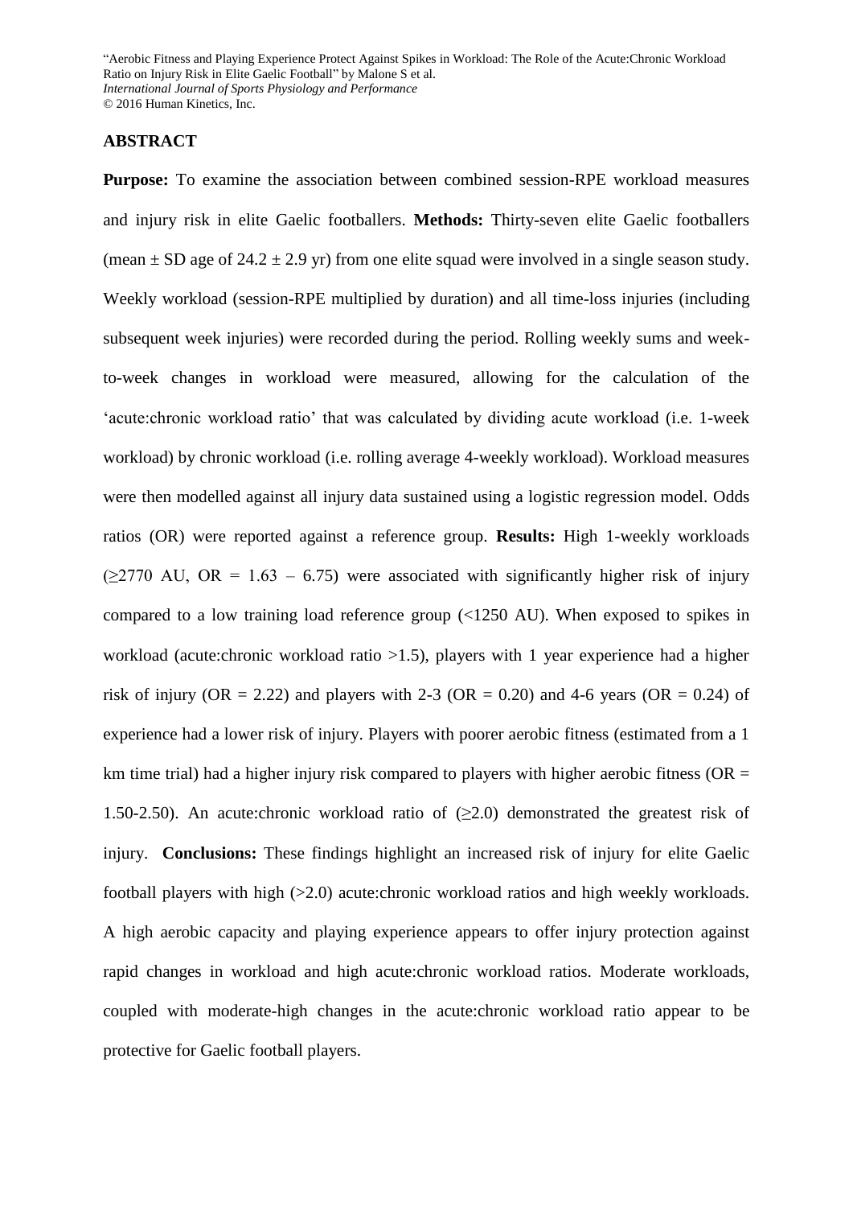## ABSTRACT

**Purpose:** To examine the association between combined session-RPE workload measures and injury risk in elite Gaelic footballers. **Methods:** Thirty-seven elite Gaelic footballers (mean ± SD age of 24.2 ± 2.9 yr) from one elite squad were involved in a single season study. Weekly workload (session-RPE multiplied by duration) and all time-loss injuries (including subsequent week injuries) were recorded during the period. Rolling weekly sums and week-to-week changes in workload were measured, allowing for the calculation of the 'acute:chronic workload ratio' that was calculated by dividing acute workload (i.e. 1-week workload) by chronic workload (i.e. rolling average 4-weekly workload). Workload measures were then modelled against all injury data sustained using a logistic regression model. Odds ratios (OR) were reported against a reference group. **Results:** High 1-weekly workloads (≥2770 AU, OR = 1.63 – 6.75) were associated with significantly higher risk of injury compared to a low training load reference group (<1250 AU). When exposed to spikes in workload (acute:chronic workload ratio >1.5), players with 1 year experience had a higher risk of injury (OR = 2.22) and players with 2-3 (OR = 0.20) and 4-6 years (OR = 0.24) of experience had a lower risk of injury. Players with poorer aerobic fitness (estimated from a 1 km time trial) had a higher injury risk compared to players with higher aerobic fitness (OR = 1.50-2.50). An acute:chronic workload ratio of (≥2.0) demonstrated the greatest risk of injury. **Conclusions:** These findings highlight an increased risk of injury for elite Gaelic football players with high (>2.0) acute:chronic workload ratios and high weekly workloads. A high aerobic capacity and playing experience appears to offer injury protection against rapid changes in workload and high acute:chronic workload ratios. Moderate workloads, coupled with moderate-high changes in the acute:chronic workload ratio appear to be protective for Gaelic football players.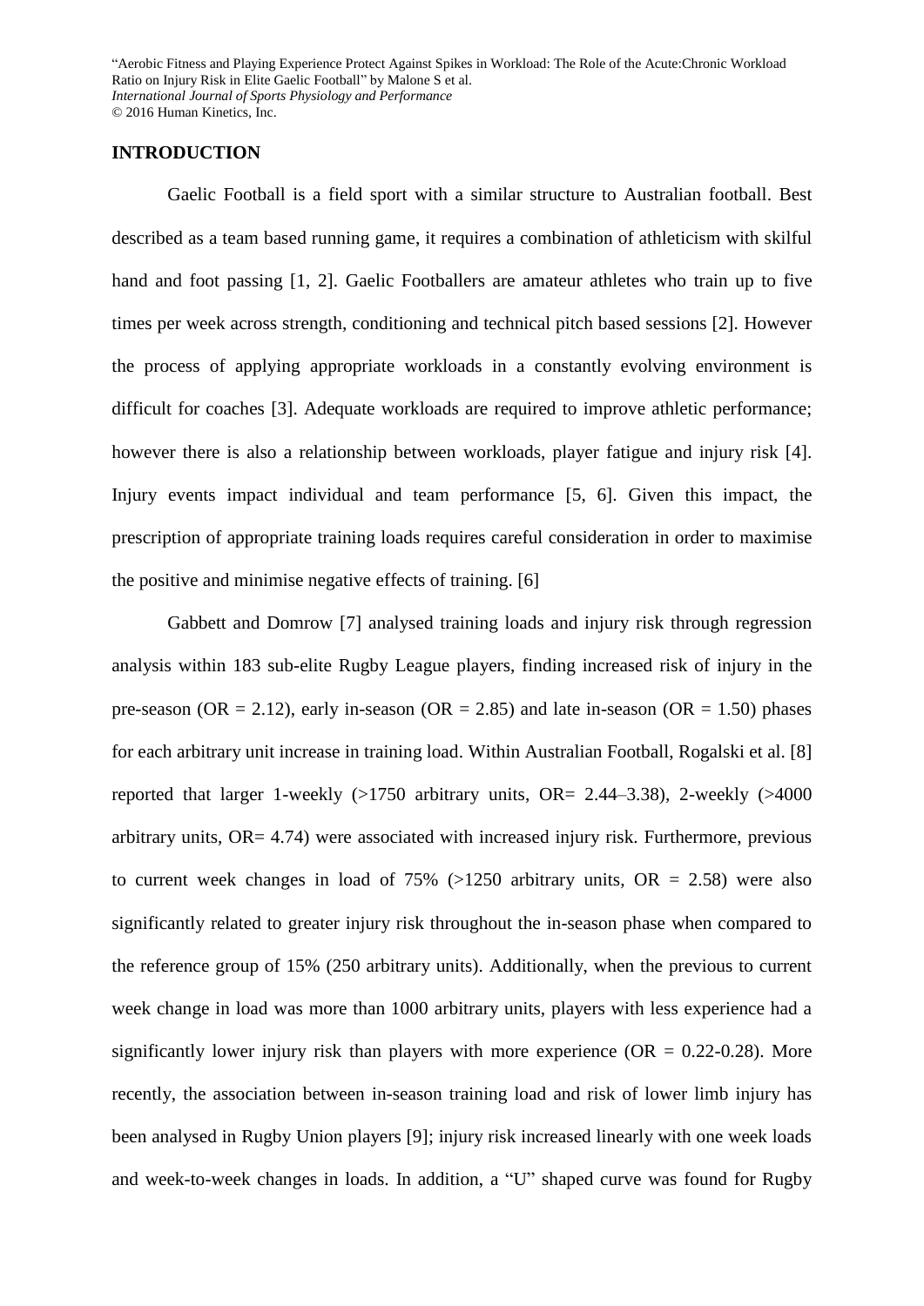## INTRODUCTION

Gaelic Football is a field sport with a similar structure to Australian football. Best described as a team based running game, it requires a combination of athleticism with skilful hand and foot passing [1, 2]. Gaelic Footballers are amateur athletes who train up to five times per week across strength, conditioning and technical pitch based sessions [2]. However the process of applying appropriate workloads in a constantly evolving environment is difficult for coaches [3]. Adequate workloads are required to improve athletic performance; however there is also a relationship between workloads, player fatigue and injury risk [4]. Injury events impact individual and team performance [5, 6]. Given this impact, the prescription of appropriate training loads requires careful consideration in order to maximise the positive and minimise negative effects of training. [6]

Gabbett and Domrow [7] analysed training loads and injury risk through regression analysis within 183 sub-elite Rugby League players, finding increased risk of injury in the pre-season (OR = 2.12), early in-season (OR = 2.85) and late in-season (OR = 1.50) phases for each arbitrary unit increase in training load. Within Australian Football, Rogalski et al. [8] reported that larger 1-weekly (>1750 arbitrary units, OR= 2.44–3.38), 2-weekly (>4000 arbitrary units, OR= 4.74) were associated with increased injury risk. Furthermore, previous to current week changes in load of 75% (>1250 arbitrary units, OR = 2.58) were also significantly related to greater injury risk throughout the in-season phase when compared to the reference group of 15% (250 arbitrary units). Additionally, when the previous to current week change in load was more than 1000 arbitrary units, players with less experience had a significantly lower injury risk than players with more experience (OR = 0.22-0.28). More recently, the association between in-season training load and risk of lower limb injury has been analysed in Rugby Union players [9]; injury risk increased linearly with one week loads and week-to-week changes in loads. In addition, a "U" shaped curve was found for Rugby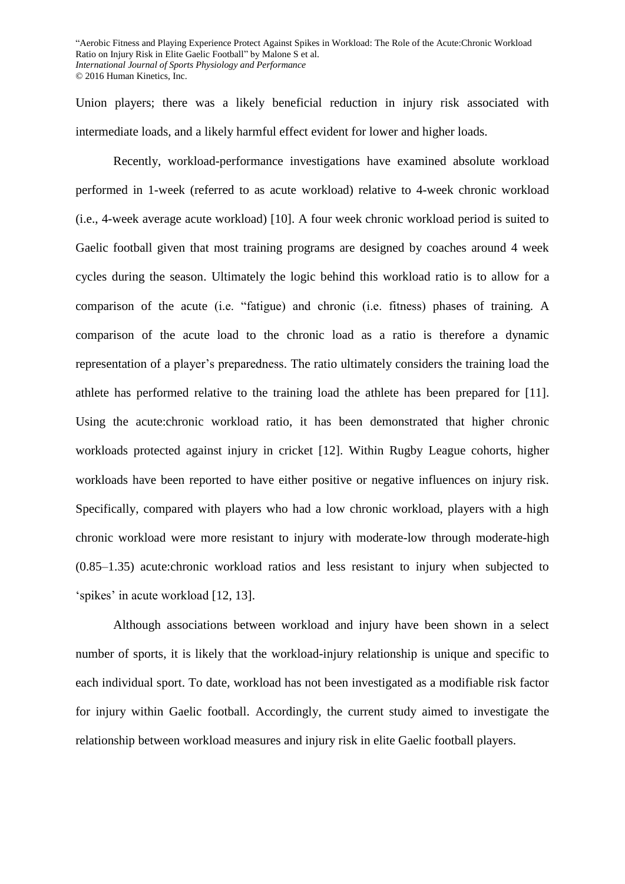Union players; there was a likely beneficial reduction in injury risk associated with intermediate loads, and a likely harmful effect evident for lower and higher loads.

Recently, workload-performance investigations have examined absolute workload performed in 1-week (referred to as acute workload) relative to 4-week chronic workload (i.e., 4-week average acute workload) [10]. A four week chronic workload period is suited to Gaelic football given that most training programs are designed by coaches around 4 week cycles during the season. Ultimately the logic behind this workload ratio is to allow for a comparison of the acute (i.e. "fatigue) and chronic (i.e. fitness) phases of training. A comparison of the acute load to the chronic load as a ratio is therefore a dynamic representation of a player's preparedness. The ratio ultimately considers the training load the athlete has performed relative to the training load the athlete has been prepared for [11]. Using the acute:chronic workload ratio, it has been demonstrated that higher chronic workloads protected against injury in cricket [12]. Within Rugby League cohorts, higher workloads have been reported to have either positive or negative influences on injury risk. Specifically, compared with players who had a low chronic workload, players with a high chronic workload were more resistant to injury with moderate-low through moderate-high (0.85–1.35) acute:chronic workload ratios and less resistant to injury when subjected to 'spikes' in acute workload [12, 13].

Although associations between workload and injury have been shown in a select number of sports, it is likely that the workload-injury relationship is unique and specific to each individual sport. To date, workload has not been investigated as a modifiable risk factor for injury within Gaelic football. Accordingly, the current study aimed to investigate the relationship between workload measures and injury risk in elite Gaelic football players.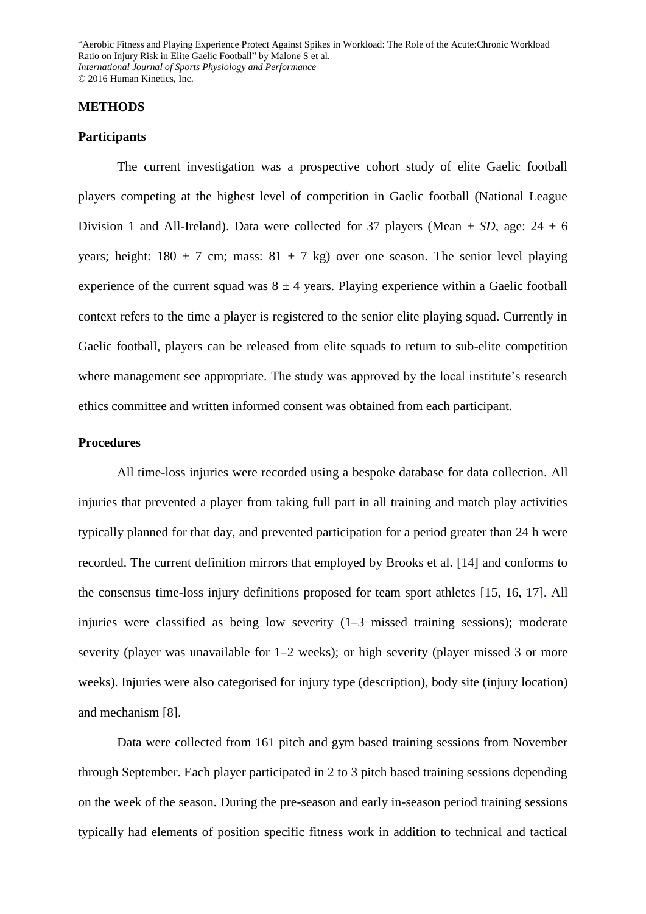## METHODS

### Participants

The current investigation was a prospective cohort study of elite Gaelic football players competing at the highest level of competition in Gaelic football (National League Division 1 and All-Ireland). Data were collected for 37 players (Mean ± *SD*, age: 24 ± 6 years; height: 180 ± 7 cm; mass: 81 ± 7 kg) over one season. The senior level playing experience of the current squad was 8 ± 4 years. Playing experience within a Gaelic football context refers to the time a player is registered to the senior elite playing squad. Currently in Gaelic football, players can be released from elite squads to return to sub-elite competition where management see appropriate. The study was approved by the local institute's research ethics committee and written informed consent was obtained from each participant.

### Procedures

All time-loss injuries were recorded using a bespoke database for data collection. All injuries that prevented a player from taking full part in all training and match play activities typically planned for that day, and prevented participation for a period greater than 24 h were recorded. The current definition mirrors that employed by Brooks et al. [14] and conforms to the consensus time-loss injury definitions proposed for team sport athletes [15, 16, 17]. All injuries were classified as being low severity (1–3 missed training sessions); moderate severity (player was unavailable for 1–2 weeks); or high severity (player missed 3 or more weeks). Injuries were also categorised for injury type (description), body site (injury location) and mechanism [8].

Data were collected from 161 pitch and gym based training sessions from November through September. Each player participated in 2 to 3 pitch based training sessions depending on the week of the season. During the pre-season and early in-season period training sessions typically had elements of position specific fitness work in addition to technical and tactical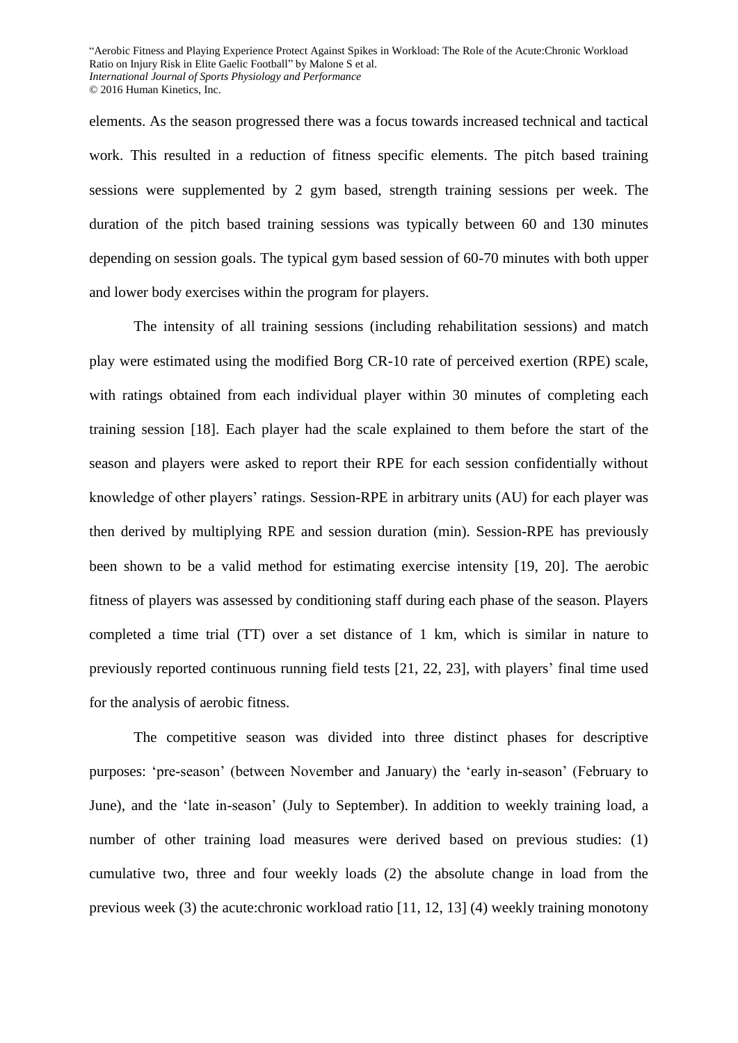elements. As the season progressed there was a focus towards increased technical and tactical work. This resulted in a reduction of fitness specific elements. The pitch based training sessions were supplemented by 2 gym based, strength training sessions per week. The duration of the pitch based training sessions was typically between 60 and 130 minutes depending on session goals. The typical gym based session of 60-70 minutes with both upper and lower body exercises within the program for players.

The intensity of all training sessions (including rehabilitation sessions) and match play were estimated using the modified Borg CR-10 rate of perceived exertion (RPE) scale, with ratings obtained from each individual player within 30 minutes of completing each training session [18]. Each player had the scale explained to them before the start of the season and players were asked to report their RPE for each session confidentially without knowledge of other players' ratings. Session-RPE in arbitrary units (AU) for each player was then derived by multiplying RPE and session duration (min). Session-RPE has previously been shown to be a valid method for estimating exercise intensity [19, 20]. The aerobic fitness of players was assessed by conditioning staff during each phase of the season. Players completed a time trial (TT) over a set distance of 1 km, which is similar in nature to previously reported continuous running field tests [21, 22, 23], with players' final time used for the analysis of aerobic fitness.

The competitive season was divided into three distinct phases for descriptive purposes: 'pre-season' (between November and January) the 'early in-season' (February to June), and the 'late in-season' (July to September). In addition to weekly training load, a number of other training load measures were derived based on previous studies: (1) cumulative two, three and four weekly loads (2) the absolute change in load from the previous week (3) the acute:chronic workload ratio [11, 12, 13] (4) weekly training monotony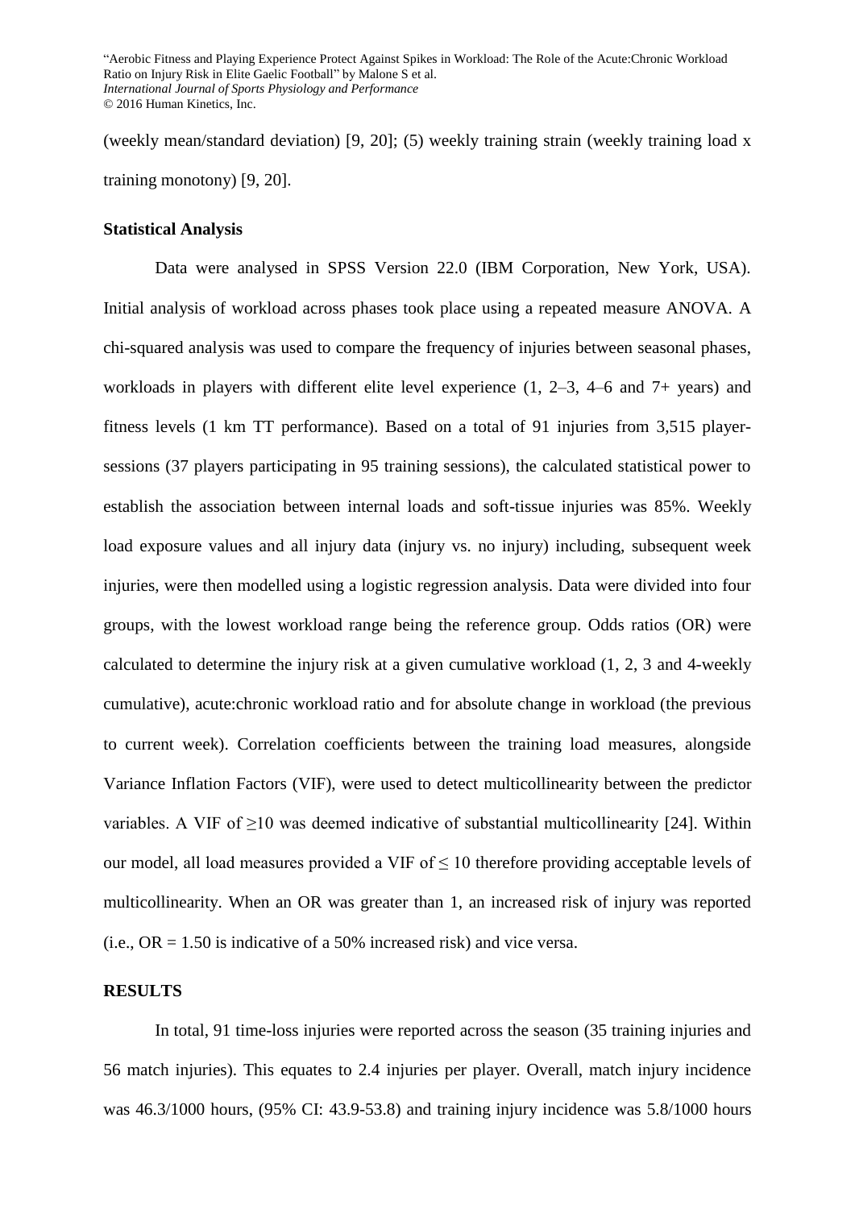(weekly mean/standard deviation) [9, 20]; (5) weekly training strain (weekly training load x training monotony) [9, 20].

### Statistical Analysis

Data were analysed in SPSS Version 22.0 (IBM Corporation, New York, USA). Initial analysis of workload across phases took place using a repeated measure ANOVA. A chi-squared analysis was used to compare the frequency of injuries between seasonal phases, workloads in players with different elite level experience (1, 2–3, 4–6 and 7+ years) and fitness levels (1 km TT performance). Based on a total of 91 injuries from 3,515 player-sessions (37 players participating in 95 training sessions), the calculated statistical power to establish the association between internal loads and soft-tissue injuries was 85%. Weekly load exposure values and all injury data (injury vs. no injury) including, subsequent week injuries, were then modelled using a logistic regression analysis. Data were divided into four groups, with the lowest workload range being the reference group. Odds ratios (OR) were calculated to determine the injury risk at a given cumulative workload (1, 2, 3 and 4-weekly cumulative), acute:chronic workload ratio and for absolute change in workload (the previous to current week). Correlation coefficients between the training load measures, alongside Variance Inflation Factors (VIF), were used to detect multicollinearity between the predictor variables. A VIF of $\geq$10 was deemed indicative of substantial multicollinearity [24]. Within our model, all load measures provided a VIF of $\leq$ 10 therefore providing acceptable levels of multicollinearity. When an OR was greater than 1, an increased risk of injury was reported (i.e., OR = 1.50 is indicative of a 50% increased risk) and vice versa.

## RESULTS

In total, 91 time-loss injuries were reported across the season (35 training injuries and 56 match injuries). This equates to 2.4 injuries per player. Overall, match injury incidence was 46.3/1000 hours, (95% CI: 43.9-53.8) and training injury incidence was 5.8/1000 hours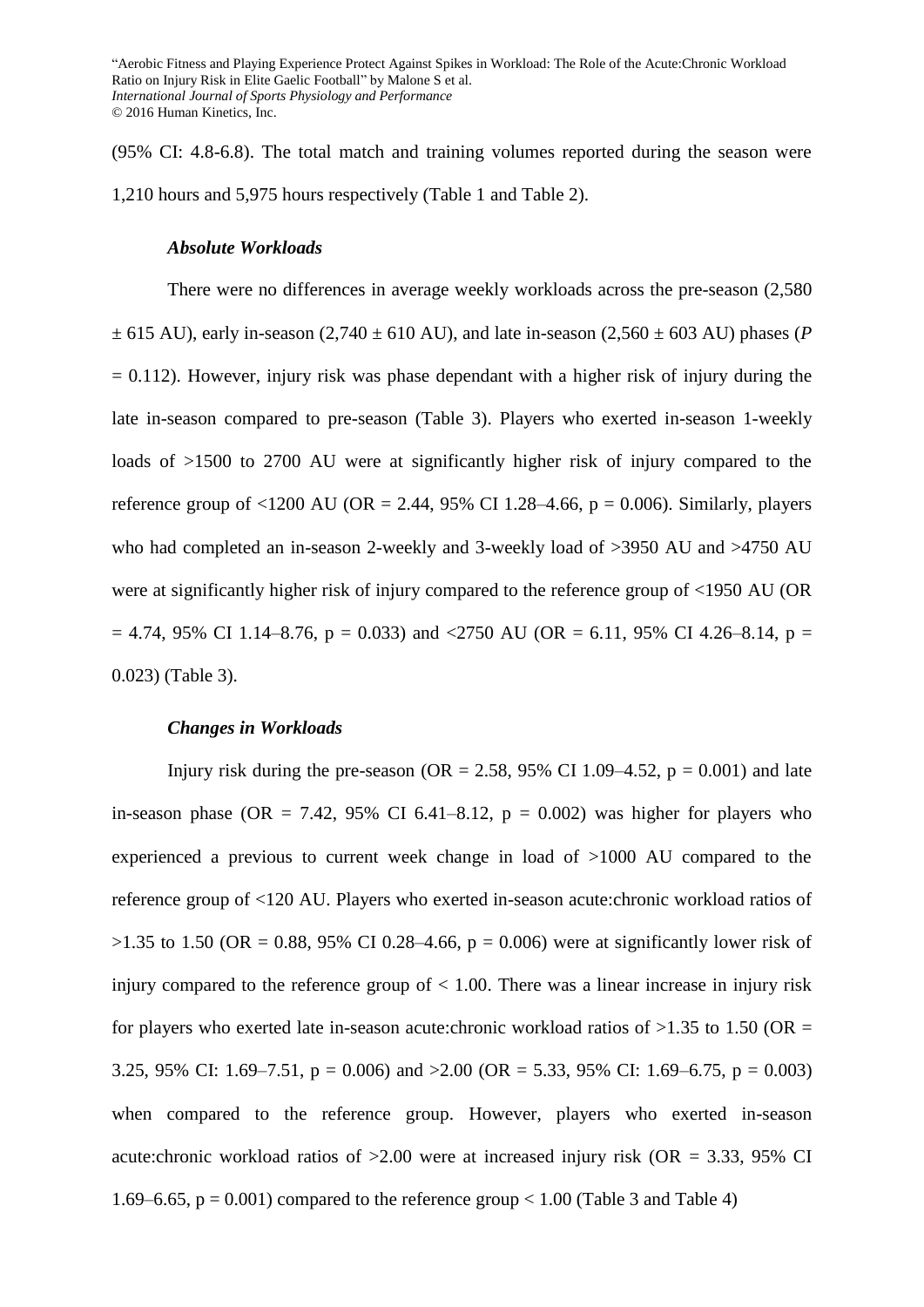(95% CI: 4.8-6.8). The total match and training volumes reported during the season were 1,210 hours and 5,975 hours respectively (Table 1 and Table 2).

### *Absolute Workloads*

There were no differences in average weekly workloads across the pre-season (2,580 ± 615 AU), early in-season (2,740 ± 610 AU), and late in-season (2,560 ± 603 AU) phases ($P = 0.112$). However, injury risk was phase dependant with a higher risk of injury during the late in-season compared to pre-season (Table 3). Players who exerted in-season 1-weekly loads of >1500 to 2700 AU were at significantly higher risk of injury compared to the reference group of <1200 AU (OR = 2.44, 95% CI 1.28–4.66, p = 0.006). Similarly, players who had completed an in-season 2-weekly and 3-weekly load of >3950 AU and >4750 AU were at significantly higher risk of injury compared to the reference group of <1950 AU (OR = 4.74, 95% CI 1.14–8.76, p = 0.033) and <2750 AU (OR = 6.11, 95% CI 4.26–8.14, p = 0.023) (Table 3).

### *Changes in Workloads*

Injury risk during the pre-season (OR = 2.58, 95% CI 1.09–4.52, p = 0.001) and late in-season phase (OR = 7.42, 95% CI 6.41–8.12, p = 0.002) was higher for players who experienced a previous to current week change in load of >1000 AU compared to the reference group of <120 AU. Players who exerted in-season acute:chronic workload ratios of >1.35 to 1.50 (OR = 0.88, 95% CI 0.28–4.66, p = 0.006) were at significantly lower risk of injury compared to the reference group of < 1.00. There was a linear increase in injury risk for players who exerted late in-season acute:chronic workload ratios of >1.35 to 1.50 (OR = 3.25, 95% CI: 1.69–7.51, p = 0.006) and >2.00 (OR = 5.33, 95% CI: 1.69–6.75, p = 0.003) when compared to the reference group. However, players who exerted in-season acute:chronic workload ratios of >2.00 were at increased injury risk (OR = 3.33, 95% CI 1.69–6.65, p = 0.001) compared to the reference group < 1.00 (Table 3 and Table 4)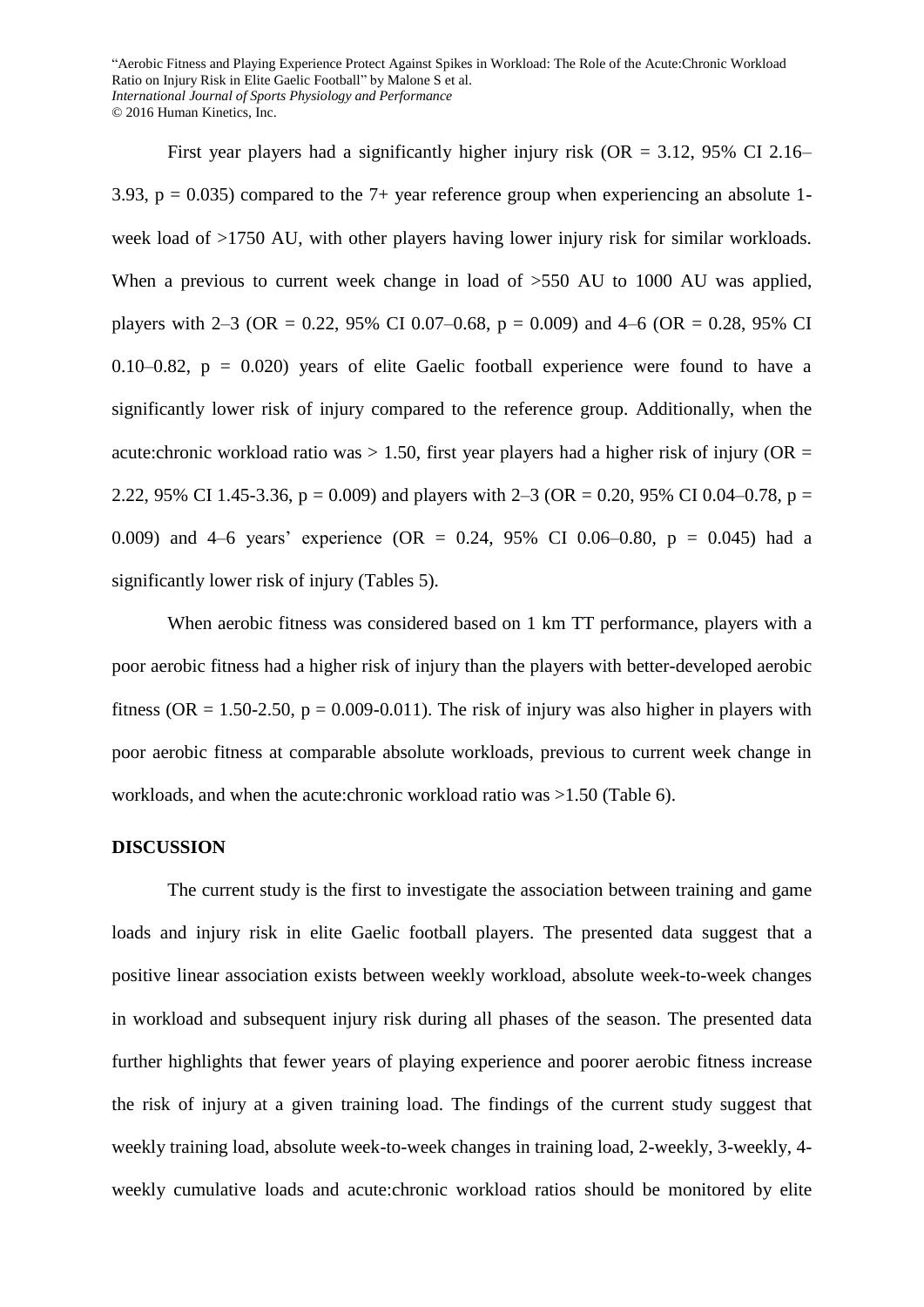First year players had a significantly higher injury risk (OR = 3.12, 95% CI 2.16–3.93, $p = 0.035$) compared to the 7+ year reference group when experiencing an absolute 1-week load of >1750 AU, with other players having lower injury risk for similar workloads. When a previous to current week change in load of >550 AU to 1000 AU was applied, players with 2–3 (OR = 0.22, 95% CI 0.07–0.68, $p = 0.009$) and 4–6 (OR = 0.28, 95% CI 0.10–0.82, $p = 0.020$) years of elite Gaelic football experience were found to have a significantly lower risk of injury compared to the reference group. Additionally, when the acute:chronic workload ratio was > 1.50, first year players had a higher risk of injury (OR = 2.22, 95% CI 1.45-3.36, $p = 0.009$) and players with 2–3 (OR = 0.20, 95% CI 0.04–0.78, $p = 0.009$) and 4–6 years' experience (OR = 0.24, 95% CI 0.06–0.80, $p = 0.045$) had a significantly lower risk of injury (Tables 5).

When aerobic fitness was considered based on 1 km TT performance, players with a poor aerobic fitness had a higher risk of injury than the players with better-developed aerobic fitness (OR = 1.50-2.50, $p = 0.009$-$0.011$). The risk of injury was also higher in players with poor aerobic fitness at comparable absolute workloads, previous to current week change in workloads, and when the acute:chronic workload ratio was >1.50 (Table 6).

## DISCUSSION

The current study is the first to investigate the association between training and game loads and injury risk in elite Gaelic football players. The presented data suggest that a positive linear association exists between weekly workload, absolute week-to-week changes in workload and subsequent injury risk during all phases of the season. The presented data further highlights that fewer years of playing experience and poorer aerobic fitness increase the risk of injury at a given training load. The findings of the current study suggest that weekly training load, absolute week-to-week changes in training load, 2-weekly, 3-weekly, 4-weekly cumulative loads and acute:chronic workload ratios should be monitored by elite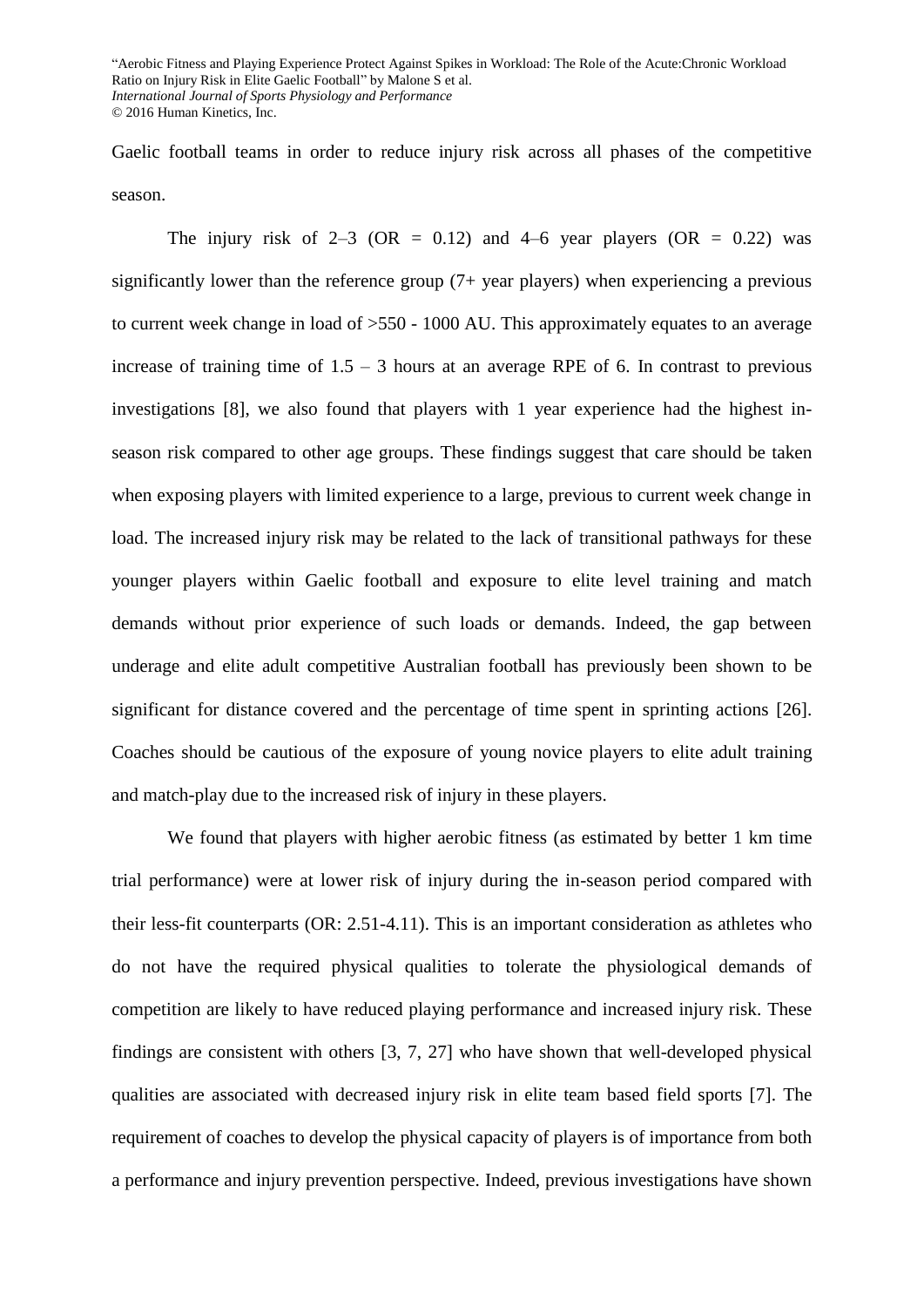Gaelic football teams in order to reduce injury risk across all phases of the competitive season.

The injury risk of 2–3 (OR = 0.12) and 4–6 year players (OR = 0.22) was significantly lower than the reference group (7+ year players) when experiencing a previous to current week change in load of >550 - 1000 AU. This approximately equates to an average increase of training time of 1.5 – 3 hours at an average RPE of 6. In contrast to previous investigations [8], we also found that players with 1 year experience had the highest in-season risk compared to other age groups. These findings suggest that care should be taken when exposing players with limited experience to a large, previous to current week change in load. The increased injury risk may be related to the lack of transitional pathways for these younger players within Gaelic football and exposure to elite level training and match demands without prior experience of such loads or demands. Indeed, the gap between underage and elite adult competitive Australian football has previously been shown to be significant for distance covered and the percentage of time spent in sprinting actions [26]. Coaches should be cautious of the exposure of young novice players to elite adult training and match-play due to the increased risk of injury in these players.

We found that players with higher aerobic fitness (as estimated by better 1 km time trial performance) were at lower risk of injury during the in-season period compared with their less-fit counterparts (OR: 2.51-4.11). This is an important consideration as athletes who do not have the required physical qualities to tolerate the physiological demands of competition are likely to have reduced playing performance and increased injury risk. These findings are consistent with others [3, 7, 27] who have shown that well-developed physical qualities are associated with decreased injury risk in elite team based field sports [7]. The requirement of coaches to develop the physical capacity of players is of importance from both a performance and injury prevention perspective. Indeed, previous investigations have shown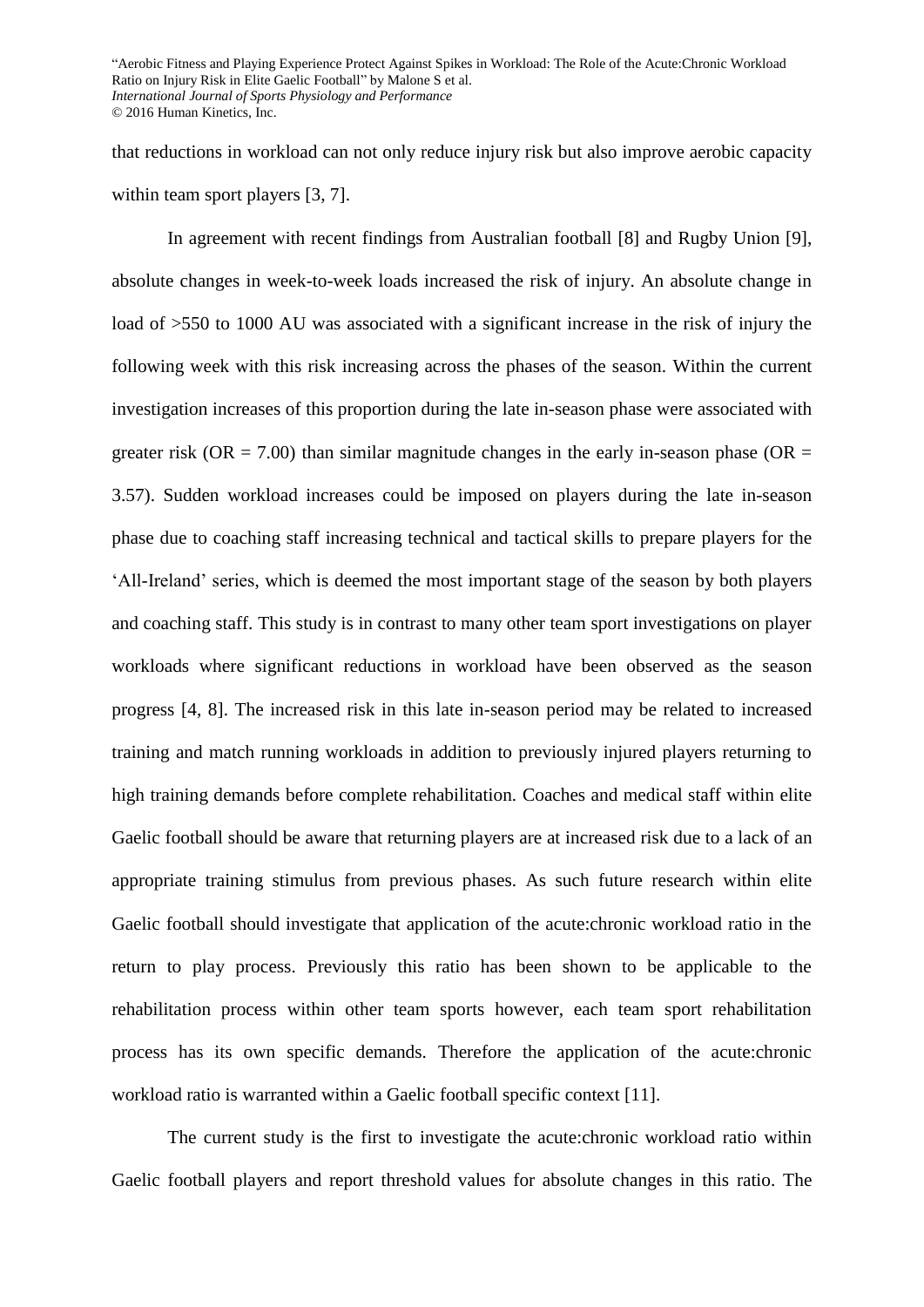that reductions in workload can not only reduce injury risk but also improve aerobic capacity within team sport players [3, 7].

In agreement with recent findings from Australian football [8] and Rugby Union [9], absolute changes in week-to-week loads increased the risk of injury. An absolute change in load of >550 to 1000 AU was associated with a significant increase in the risk of injury the following week with this risk increasing across the phases of the season. Within the current investigation increases of this proportion during the late in-season phase were associated with greater risk (OR = 7.00) than similar magnitude changes in the early in-season phase (OR = 3.57). Sudden workload increases could be imposed on players during the late in-season phase due to coaching staff increasing technical and tactical skills to prepare players for the 'All-Ireland' series, which is deemed the most important stage of the season by both players and coaching staff. This study is in contrast to many other team sport investigations on player workloads where significant reductions in workload have been observed as the season progress [4, 8]. The increased risk in this late in-season period may be related to increased training and match running workloads in addition to previously injured players returning to high training demands before complete rehabilitation. Coaches and medical staff within elite Gaelic football should be aware that returning players are at increased risk due to a lack of an appropriate training stimulus from previous phases. As such future research within elite Gaelic football should investigate that application of the acute:chronic workload ratio in the return to play process. Previously this ratio has been shown to be applicable to the rehabilitation process within other team sports however, each team sport rehabilitation process has its own specific demands. Therefore the application of the acute:chronic workload ratio is warranted within a Gaelic football specific context [11].

The current study is the first to investigate the acute:chronic workload ratio within Gaelic football players and report threshold values for absolute changes in this ratio. The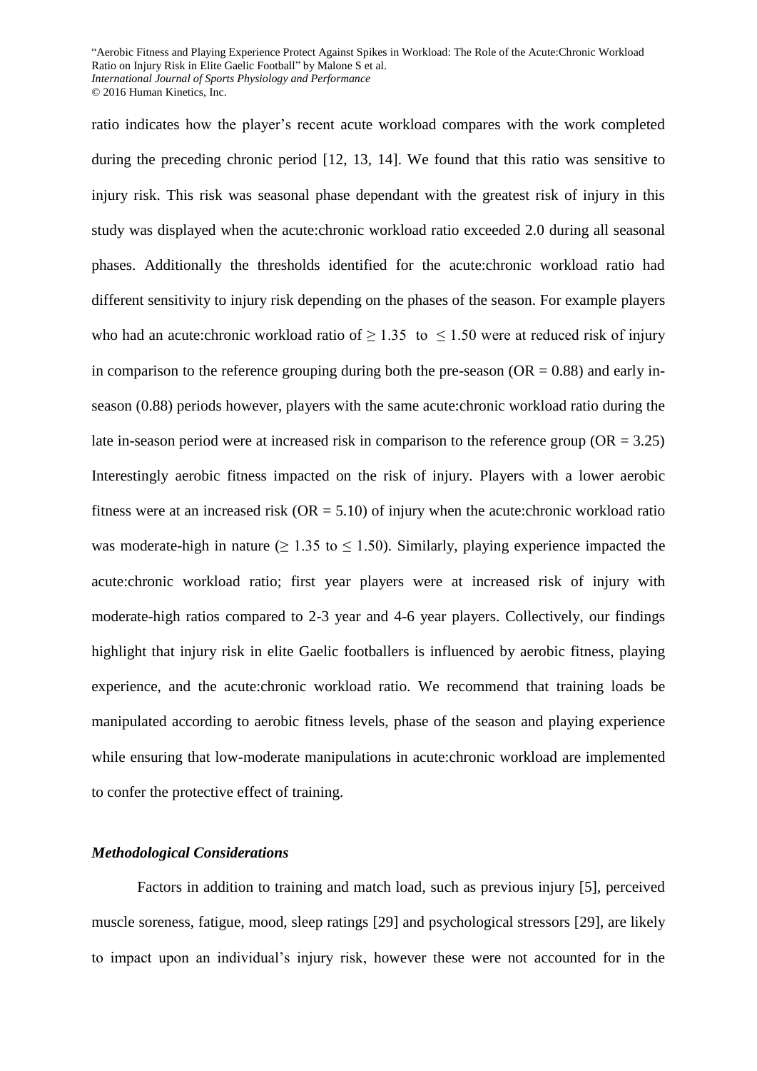ratio indicates how the player's recent acute workload compares with the work completed during the preceding chronic period [12, 13, 14]. We found that this ratio was sensitive to injury risk. This risk was seasonal phase dependant with the greatest risk of injury in this study was displayed when the acute:chronic workload ratio exceeded 2.0 during all seasonal phases. Additionally the thresholds identified for the acute:chronic workload ratio had different sensitivity to injury risk depending on the phases of the season. For example players who had an acute:chronic workload ratio of $\geq 1.35$ to $\leq 1.50$ were at reduced risk of injury in comparison to the reference grouping during both the pre-season (OR = 0.88) and early in-season (0.88) periods however, players with the same acute:chronic workload ratio during the late in-season period were at increased risk in comparison to the reference group (OR = 3.25) Interestingly aerobic fitness impacted on the risk of injury. Players with a lower aerobic fitness were at an increased risk (OR = 5.10) of injury when the acute:chronic workload ratio was moderate-high in nature ($\geq 1.35$ to $\leq 1.50$). Similarly, playing experience impacted the acute:chronic workload ratio; first year players were at increased risk of injury with moderate-high ratios compared to 2-3 year and 4-6 year players. Collectively, our findings highlight that injury risk in elite Gaelic footballers is influenced by aerobic fitness, playing experience, and the acute:chronic workload ratio. We recommend that training loads be manipulated according to aerobic fitness levels, phase of the season and playing experience while ensuring that low-moderate manipulations in acute:chronic workload are implemented to confer the protective effect of training.

### *Methodological Considerations*

Factors in addition to training and match load, such as previous injury [5], perceived muscle soreness, fatigue, mood, sleep ratings [29] and psychological stressors [29], are likely to impact upon an individual's injury risk, however these were not accounted for in the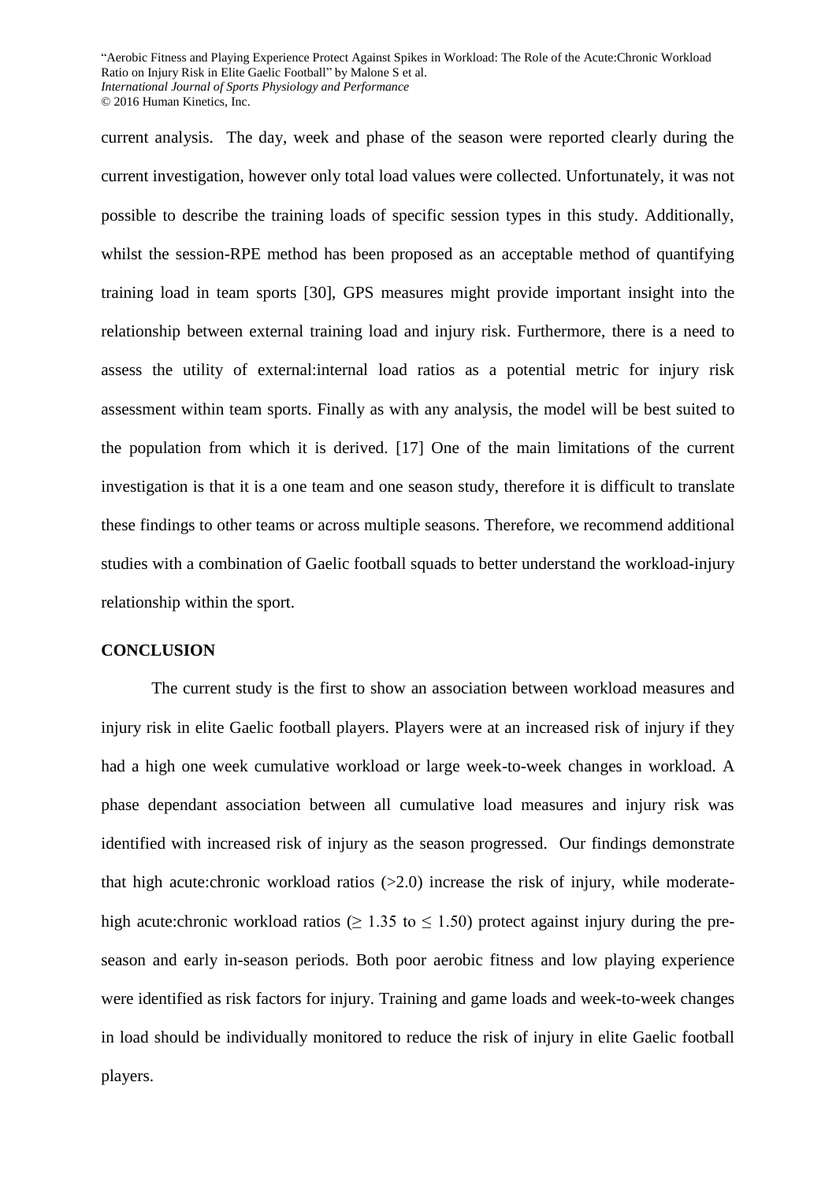current analysis. The day, week and phase of the season were reported clearly during the current investigation, however only total load values were collected. Unfortunately, it was not possible to describe the training loads of specific session types in this study. Additionally, whilst the session-RPE method has been proposed as an acceptable method of quantifying training load in team sports [30], GPS measures might provide important insight into the relationship between external training load and injury risk. Furthermore, there is a need to assess the utility of external:internal load ratios as a potential metric for injury risk assessment within team sports. Finally as with any analysis, the model will be best suited to the population from which it is derived. [17] One of the main limitations of the current investigation is that it is a one team and one season study, therefore it is difficult to translate these findings to other teams or across multiple seasons. Therefore, we recommend additional studies with a combination of Gaelic football squads to better understand the workload-injury relationship within the sport.

## CONCLUSION

The current study is the first to show an association between workload measures and injury risk in elite Gaelic football players. Players were at an increased risk of injury if they had a high one week cumulative workload or large week-to-week changes in workload. A phase dependant association between all cumulative load measures and injury risk was identified with increased risk of injury as the season progressed. Our findings demonstrate that high acute:chronic workload ratios (>2.0) increase the risk of injury, while moderate-high acute:chronic workload ratios ($\geq$ 1.35 to $\leq$ 1.50) protect against injury during the pre-season and early in-season periods. Both poor aerobic fitness and low playing experience were identified as risk factors for injury. Training and game loads and week-to-week changes in load should be individually monitored to reduce the risk of injury in elite Gaelic football players.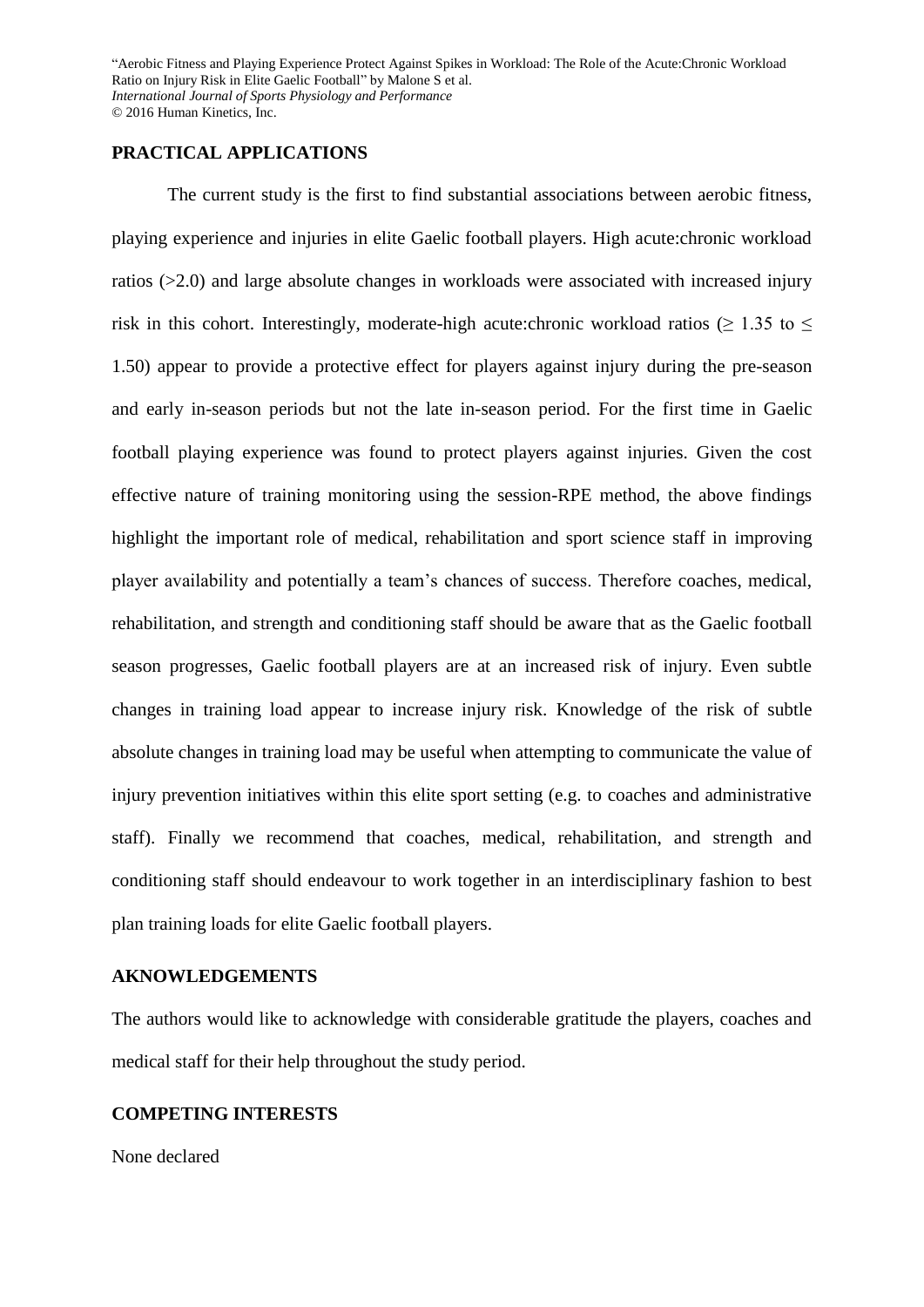## PRACTICAL APPLICATIONS

The current study is the first to find substantial associations between aerobic fitness, playing experience and injuries in elite Gaelic football players. High acute:chronic workload ratios (>2.0) and large absolute changes in workloads were associated with increased injury risk in this cohort. Interestingly, moderate-high acute:chronic workload ratios ($\geq$ 1.35 to $\leq$ 1.50) appear to provide a protective effect for players against injury during the pre-season and early in-season periods but not the late in-season period. For the first time in Gaelic football playing experience was found to protect players against injuries. Given the cost effective nature of training monitoring using the session-RPE method, the above findings highlight the important role of medical, rehabilitation and sport science staff in improving player availability and potentially a team's chances of success. Therefore coaches, medical, rehabilitation, and strength and conditioning staff should be aware that as the Gaelic football season progresses, Gaelic football players are at an increased risk of injury. Even subtle changes in training load appear to increase injury risk. Knowledge of the risk of subtle absolute changes in training load may be useful when attempting to communicate the value of injury prevention initiatives within this elite sport setting (e.g. to coaches and administrative staff). Finally we recommend that coaches, medical, rehabilitation, and strength and conditioning staff should endeavour to work together in an interdisciplinary fashion to best plan training loads for elite Gaelic football players.

## AKNOWLEDGEMENTS

The authors would like to acknowledge with considerable gratitude the players, coaches and medical staff for their help throughout the study period.

## COMPETING INTERESTS

None declared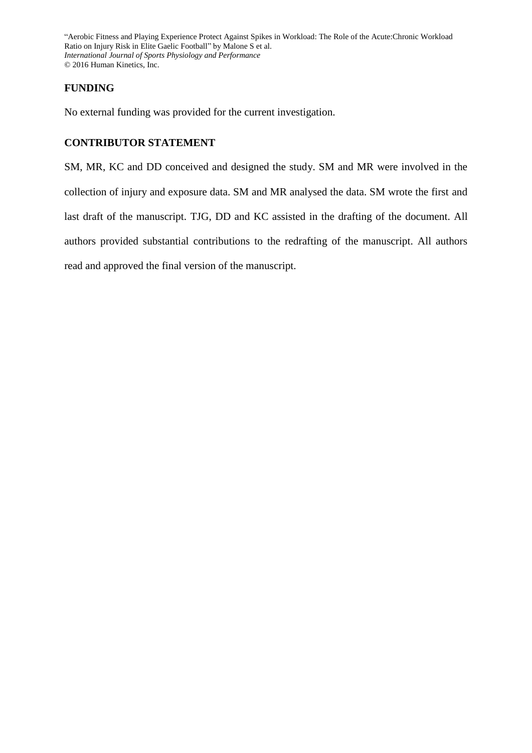## FUNDING

No external funding was provided for the current investigation.

## CONTRIBUTOR STATEMENT

SM, MR, KC and DD conceived and designed the study. SM and MR were involved in the collection of injury and exposure data. SM and MR analysed the data. SM wrote the first and last draft of the manuscript. TJG, DD and KC assisted in the drafting of the document. All authors provided substantial contributions to the redrafting of the manuscript. All authors read and approved the final version of the manuscript.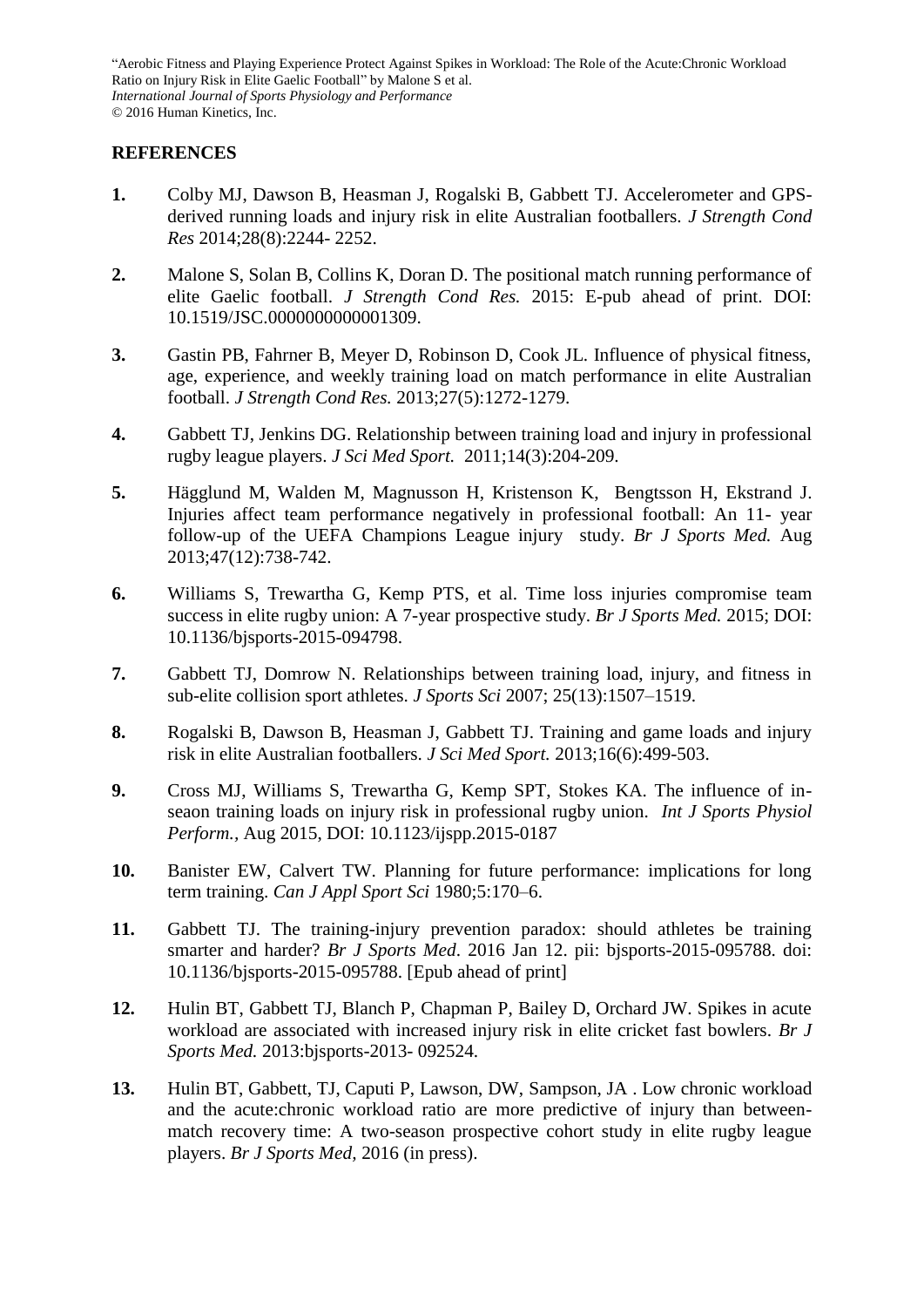## REFERENCES

**1.** Colby MJ, Dawson B, Heasman J, Rogalski B, Gabbett TJ. Accelerometer and GPS-derived running loads and injury risk in elite Australian footballers. *J Strength Cond Res* 2014;28(8):2244- 2252.

**2.** Malone S, Solan B, Collins K, Doran D. The positional match running performance of elite Gaelic football. *J Strength Cond Res.* 2015: E-pub ahead of print. DOI: 10.1519/JSC.0000000000001309.

**3.** Gastin PB, Fahrner B, Meyer D, Robinson D, Cook JL. Influence of physical fitness, age, experience, and weekly training load on match performance in elite Australian football. *J Strength Cond Res.* 2013;27(5):1272-1279.

**4.** Gabbett TJ, Jenkins DG. Relationship between training load and injury in professional rugby league players. *J Sci Med Sport.* 2011;14(3):204-209.

**5.** Hägglund M, Walden M, Magnusson H, Kristenson K, Bengtsson H, Ekstrand J. Injuries affect team performance negatively in professional football: An 11- year follow-up of the UEFA Champions League injury study. *Br J Sports Med.* Aug 2013;47(12):738-742.

**6.** Williams S, Trewartha G, Kemp PTS, et al. Time loss injuries compromise team success in elite rugby union: A 7-year prospective study. *Br J Sports Med.* 2015; DOI: 10.1136/bjsports-2015-094798.

**7.** Gabbett TJ, Domrow N. Relationships between training load, injury, and fitness in sub-elite collision sport athletes. *J Sports Sci* 2007; 25(13):1507–1519.

**8.** Rogalski B, Dawson B, Heasman J, Gabbett TJ. Training and game loads and injury risk in elite Australian footballers. *J Sci Med Sport.* 2013;16(6):499-503.

**9.** Cross MJ, Williams S, Trewartha G, Kemp SPT, Stokes KA. The influence of in-seaon training loads on injury risk in professional rugby union. *Int J Sports Physiol Perform.*, Aug 2015, DOI: 10.1123/ijspp.2015-0187

**10.** Banister EW, Calvert TW. Planning for future performance: implications for long term training. *Can J Appl Sport Sci* 1980;5:170–6.

**11.** Gabbett TJ. The training-injury prevention paradox: should athletes be training smarter and harder? *Br J Sports Med*. 2016 Jan 12. pii: bjsports-2015-095788. doi: 10.1136/bjsports-2015-095788. [Epub ahead of print]

**12.** Hulin BT, Gabbett TJ, Blanch P, Chapman P, Bailey D, Orchard JW. Spikes in acute workload are associated with increased injury risk in elite cricket fast bowlers. *Br J Sports Med.* 2013:bjsports-2013- 092524.

**13.** Hulin BT, Gabbett, TJ, Caputi P, Lawson, DW, Sampson, JA . Low chronic workload and the acute:chronic workload ratio are more predictive of injury than between-match recovery time: A two-season prospective cohort study in elite rugby league players. *Br J Sports Med,* 2016 (in press).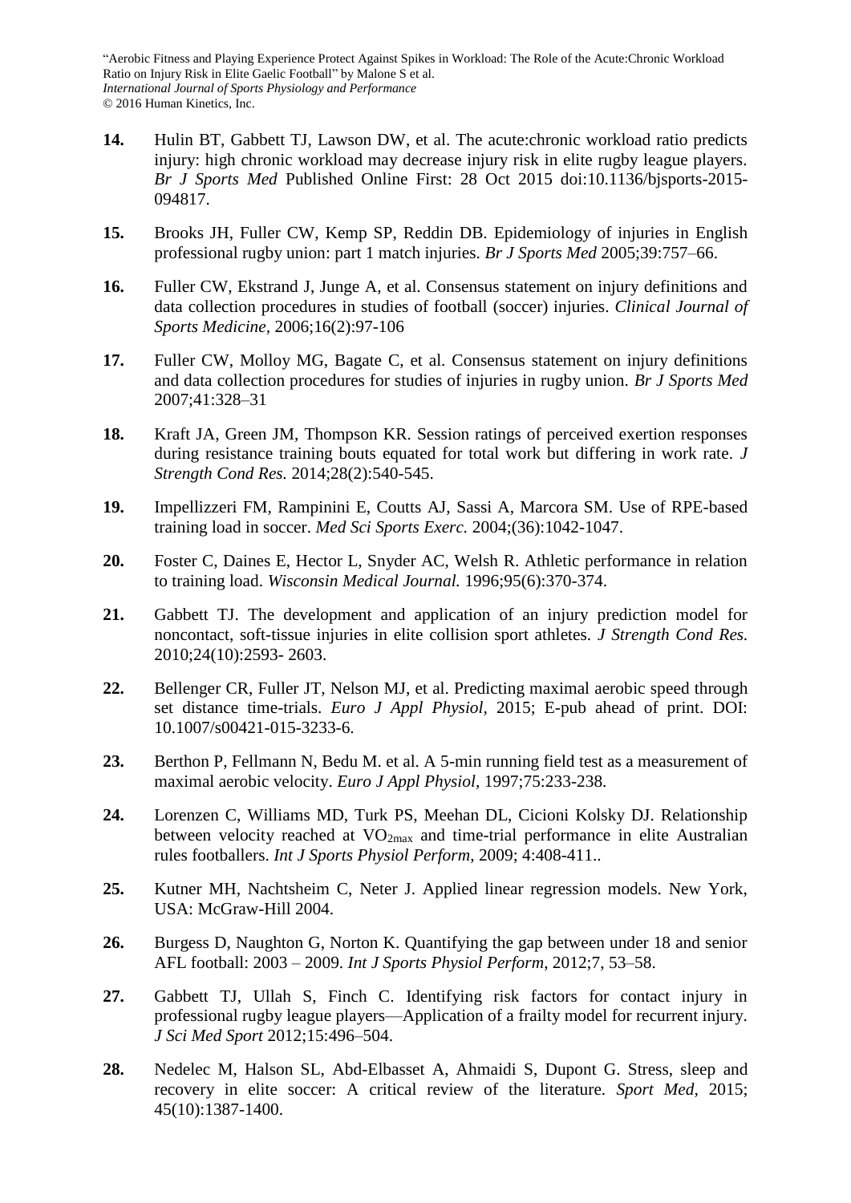**14.** Hulin BT, Gabbett TJ, Lawson DW, et al. The acute:chronic workload ratio predicts injury: high chronic workload may decrease injury risk in elite rugby league players. *Br J Sports Med* Published Online First: 28 Oct 2015 doi:10.1136/bjsports-2015-094817.

**15.** Brooks JH, Fuller CW, Kemp SP, Reddin DB. Epidemiology of injuries in English professional rugby union: part 1 match injuries. *Br J Sports Med* 2005;39:757–66.

**16.** Fuller CW, Ekstrand J, Junge A, et al. Consensus statement on injury definitions and data collection procedures in studies of football (soccer) injuries. *Clinical Journal of Sports Medicine,* 2006;16(2):97-106

**17.** Fuller CW, Molloy MG, Bagate C, et al. Consensus statement on injury definitions and data collection procedures for studies of injuries in rugby union. *Br J Sports Med* 2007;41:328–31

**18.** Kraft JA, Green JM, Thompson KR. Session ratings of perceived exertion responses during resistance training bouts equated for total work but differing in work rate. *J Strength Cond Res.* 2014;28(2):540-545.

**19.** Impellizzeri FM, Rampinini E, Coutts AJ, Sassi A, Marcora SM. Use of RPE-based training load in soccer. *Med Sci Sports Exerc.* 2004;(36):1042-1047.

**20.** Foster C, Daines E, Hector L, Snyder AC, Welsh R. Athletic performance in relation to training load. *Wisconsin Medical Journal.* 1996;95(6):370-374.

**21.** Gabbett TJ. The development and application of an injury prediction model for noncontact, soft-tissue injuries in elite collision sport athletes. *J Strength Cond Res.* 2010;24(10):2593- 2603.

**22.** Bellenger CR, Fuller JT, Nelson MJ, et al. Predicting maximal aerobic speed through set distance time-trials. *Euro J Appl Physiol,* 2015; E-pub ahead of print. DOI: 10.1007/s00421-015-3233-6.

**23.** Berthon P, Fellmann N, Bedu M. et al. A 5-min running field test as a measurement of maximal aerobic velocity. *Euro J Appl Physiol*, 1997;75:233-238.

**24.** Lorenzen C, Williams MD, Turk PS, Meehan DL, Cicioni Kolsky DJ. Relationship between velocity reached at $VO_{2max}$ and time-trial performance in elite Australian rules footballers. *Int J Sports Physiol Perform*, 2009; 4:408-411..

**25.** Kutner MH, Nachtsheim C, Neter J. Applied linear regression models. New York, USA: McGraw-Hill 2004.

**26.** Burgess D, Naughton G, Norton K. Quantifying the gap between under 18 and senior AFL football: 2003 – 2009. *Int J Sports Physiol Perform*, 2012;7, 53–58.

**27.** Gabbett TJ, Ullah S, Finch C. Identifying risk factors for contact injury in professional rugby league players—Application of a frailty model for recurrent injury. *J Sci Med Sport* 2012;15:496–504.

**28.** Nedelec M, Halson SL, Abd-Elbasset A, Ahmaidi S, Dupont G. Stress, sleep and recovery in elite soccer: A critical review of the literature. *Sport Med*, 2015; 45(10):1387-1400.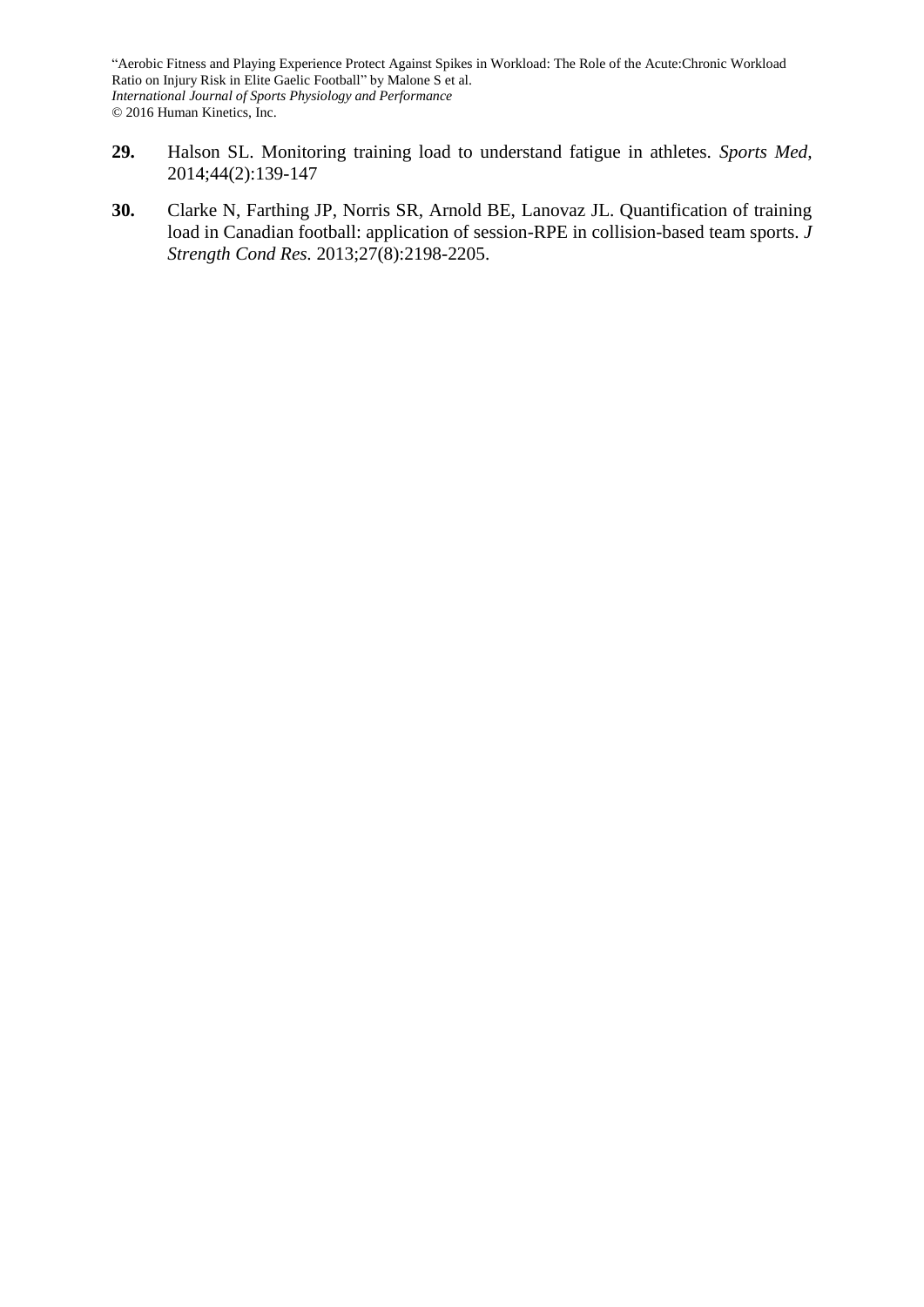**29.** Halson SL. Monitoring training load to understand fatigue in athletes. *Sports Med,* 2014;44(2):139-147

**30.** Clarke N, Farthing JP, Norris SR, Arnold BE, Lanovaz JL. Quantification of training load in Canadian football: application of session-RPE in collision-based team sports. *J Strength Cond Res.* 2013;27(8):2198-2205.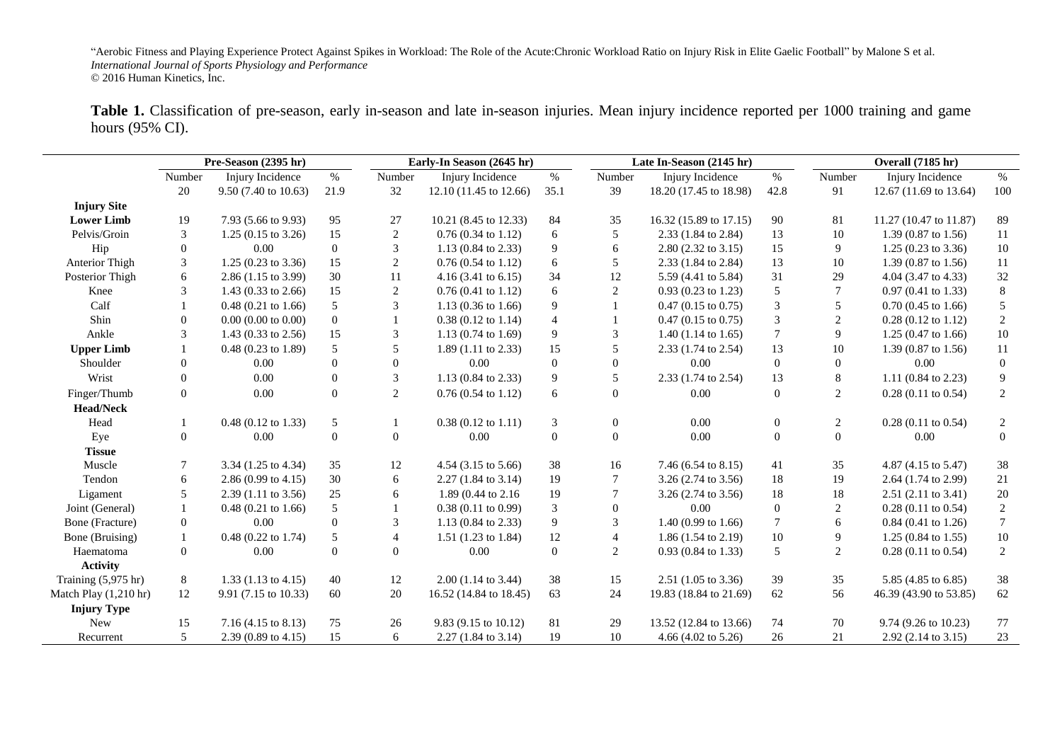"Aerobic Fitness and Playing Experience Protect Against Spikes in Workload: The Role of the Acute:Chronic Workload Ratio on Injury Risk in Elite Gaelic Football" by Malone S et al.
*International Journal of Sports Physiology and Performance*
© 2016 Human Kinetics, Inc.

**Table 1.** Classification of pre-season, early in-season and late in-season injuries. Mean injury incidence reported per 1000 training and game hours (95% CI).

| | Pre-Season (2395 hr) | | | Early-In Season (2645 hr) | | | Late In-Season (2145 hr) | | | Overall (7185 hr) | | |
|---|---|---|---|---|---|---|---|---|---|---|---|---|
| | Number | Injury Incidence | % | Number | Injury Incidence | % | Number | Injury Incidence | % | Number | Injury Incidence | % |
| | 20 | 9.50 (7.40 to 10.63) | 21.9 | 32 | 12.10 (11.45 to 12.66) | 35.1 | 39 | 18.20 (17.45 to 18.98) | 42.8 | 91 | 12.67 (11.69 to 13.64) | 100 |
| **Injury Site** | | | | | | | | | | | | |
| **Lower Limb** | 19 | 7.93 (5.66 to 9.93) | 95 | 27 | 10.21 (8.45 to 12.33) | 84 | 35 | 16.32 (15.89 to 17.15) | 90 | 81 | 11.27 (10.47 to 11.87) | 89 |
| Pelvis/Groin | 3 | 1.25 (0.15 to 3.26) | 15 | 2 | 0.76 (0.34 to 1.12) | 6 | 5 | 2.33 (1.84 to 2.84) | 13 | 10 | 1.39 (0.87 to 1.56) | 11 |
| Hip | 0 | 0.00 | 0 | 3 | 1.13 (0.84 to 2.33) | 9 | 6 | 2.80 (2.32 to 3.15) | 15 | 9 | 1.25 (0.23 to 3.36) | 10 |
| Anterior Thigh | 3 | 1.25 (0.23 to 3.36) | 15 | 2 | 0.76 (0.54 to 1.12) | 6 | 5 | 2.33 (1.84 to 2.84) | 13 | 10 | 1.39 (0.87 to 1.56) | 11 |
| Posterior Thigh | 6 | 2.86 (1.15 to 3.99) | 30 | 11 | 4.16 (3.41 to 6.15) | 34 | 12 | 5.59 (4.41 to 5.84) | 31 | 29 | 4.04 (3.47 to 4.33) | 32 |
| Knee | 3 | 1.43 (0.33 to 2.66) | 15 | 2 | 0.76 (0.41 to 1.12) | 6 | 2 | 0.93 (0.23 to 1.23) | 5 | 7 | 0.97 (0.41 to 1.33) | 8 |
| Calf | 1 | 0.48 (0.21 to 1.66) | 5 | 3 | 1.13 (0.36 to 1.66) | 9 | 1 | 0.47 (0.15 to 0.75) | 3 | 5 | 0.70 (0.45 to 1.66) | 5 |
| Shin | 0 | 0.00 (0.00 to 0.00) | 0 | 1 | 0.38 (0.12 to 1.14) | 4 | 1 | 0.47 (0.15 to 0.75) | 3 | 2 | 0.28 (0.12 to 1.12) | 2 |
| Ankle | 3 | 1.43 (0.33 to 2.56) | 15 | 3 | 1.13 (0.74 to 1.69) | 9 | 3 | 1.40 (1.14 to 1.65) | 7 | 9 | 1.25 (0.47 to 1.66) | 10 |
| **Upper Limb** | 1 | 0.48 (0.23 to 1.89) | 5 | 5 | 1.89 (1.11 to 2.33) | 15 | 5 | 2.33 (1.74 to 2.54) | 13 | 10 | 1.39 (0.87 to 1.56) | 11 |
| Shoulder | 0 | 0.00 | 0 | 0 | 0.00 | 0 | 0 | 0.00 | 0 | 0 | 0.00 | 0 |
| Wrist | 0 | 0.00 | 0 | 3 | 1.13 (0.84 to 2.33) | 9 | 5 | 2.33 (1.74 to 2.54) | 13 | 8 | 1.11 (0.84 to 2.23) | 9 |
| Finger/Thumb | 0 | 0.00 | 0 | 2 | 0.76 (0.54 to 1.12) | 6 | 0 | 0.00 | 0 | 2 | 0.28 (0.11 to 0.54) | 2 |
| **Head/Neck** | | | | | | | | | | | | |
| Head | 1 | 0.48 (0.12 to 1.33) | 5 | 1 | 0.38 (0.12 to 1.11) | 3 | 0 | 0.00 | 0 | 2 | 0.28 (0.11 to 0.54) | 2 |
| Eye | 0 | 0.00 | 0 | 0 | 0.00 | 0 | 0 | 0.00 | 0 | 0 | 0.00 | 0 |
| **Tissue** | | | | | | | | | | | | |
| Muscle | 7 | 3.34 (1.25 to 4.34) | 35 | 12 | 4.54 (3.15 to 5.66) | 38 | 16 | 7.46 (6.54 to 8.15) | 41 | 35 | 4.87 (4.15 to 5.47) | 38 |
| Tendon | 6 | 2.86 (0.99 to 4.15) | 30 | 6 | 2.27 (1.84 to 3.14) | 19 | 7 | 3.26 (2.74 to 3.56) | 18 | 19 | 2.64 (1.74 to 2.99) | 21 |
| Ligament | 5 | 2.39 (1.11 to 3.56) | 25 | 6 | 1.89 (0.44 to 2.16 | 19 | 7 | 3.26 (2.74 to 3.56) | 18 | 18 | 2.51 (2.11 to 3.41) | 20 |
| Joint (General) | 1 | 0.48 (0.21 to 1.66) | 5 | 1 | 0.38 (0.11 to 0.99) | 3 | 0 | 0.00 | 0 | 2 | 0.28 (0.11 to 0.54) | 2 |
| Bone (Fracture) | 0 | 0.00 | 0 | 3 | 1.13 (0.84 to 2.33) | 9 | 3 | 1.40 (0.99 to 1.66) | 7 | 6 | 0.84 (0.41 to 1.26) | 7 |
| Bone (Bruising) | 1 | 0.48 (0.22 to 1.74) | 5 | 4 | 1.51 (1.23 to 1.84) | 12 | 4 | 1.86 (1.54 to 2.19) | 10 | 9 | 1.25 (0.84 to 1.55) | 10 |
| Haematoma | 0 | 0.00 | 0 | 0 | 0.00 | 0 | 2 | 0.93 (0.84 to 1.33) | 5 | 2 | 0.28 (0.11 to 0.54) | 2 |
| **Activity** | | | | | | | | | | | | |
| Training (5,975 hr) | 8 | 1.33 (1.13 to 4.15) | 40 | 12 | 2.00 (1.14 to 3.44) | 38 | 15 | 2.51 (1.05 to 3.36) | 39 | 35 | 5.85 (4.85 to 6.85) | 38 |
| Match Play (1,210 hr) | 12 | 9.91 (7.15 to 10.33) | 60 | 20 | 16.52 (14.84 to 18.45) | 63 | 24 | 19.83 (18.84 to 21.69) | 62 | 56 | 46.39 (43.90 to 53.85) | 62 |
| **Injury Type** | | | | | | | | | | | | |
| New | 15 | 7.16 (4.15 to 8.13) | 75 | 26 | 9.83 (9.15 to 10.12) | 81 | 29 | 13.52 (12.84 to 13.66) | 74 | 70 | 9.74 (9.26 to 10.23) | 77 |
| Recurrent | 5 | 2.39 (0.89 to 4.15) | 15 | 6 | 2.27 (1.84 to 3.14) | 19 | 10 | 4.66 (4.02 to 5.26) | 26 | 21 | 2.92 (2.14 to 3.15) | 23 |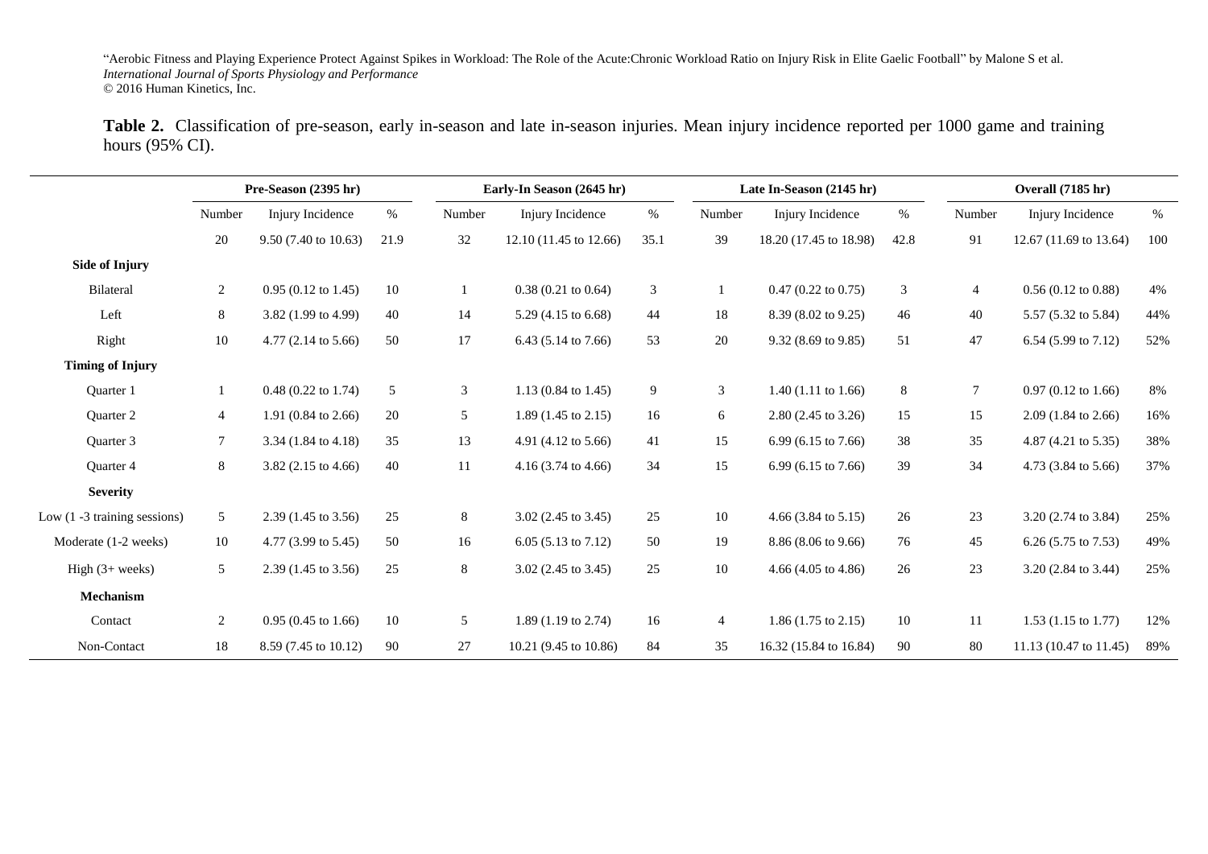**Table 2.** Classification of pre-season, early in-season and late in-season injuries. Mean injury incidence reported per 1000 game and training hours (95% CI).

| | Pre-Season (2395 hr) | | | Early-In Season (2645 hr) | | | Late In-Season (2145 hr) | | | Overall (7185 hr) | | |
|---|---|---|---|---|---|---|---|---|---|---|---|---|
| | Number | Injury Incidence | % | Number | Injury Incidence | % | Number | Injury Incidence | % | Number | Injury Incidence | % |
| | 20 | 9.50 (7.40 to 10.63) | 21.9 | 32 | 12.10 (11.45 to 12.66) | 35.1 | 39 | 18.20 (17.45 to 18.98) | 42.8 | 91 | 12.67 (11.69 to 13.64) | 100 |
| **Side of Injury** | | | | | | | | | | | | |
| Bilateral | 2 | 0.95 (0.12 to 1.45) | 10 | 1 | 0.38 (0.21 to 0.64) | 3 | 1 | 0.47 (0.22 to 0.75) | 3 | 4 | 0.56 (0.12 to 0.88) | 4% |
| Left | 8 | 3.82 (1.99 to 4.99) | 40 | 14 | 5.29 (4.15 to 6.68) | 44 | 18 | 8.39 (8.02 to 9.25) | 46 | 40 | 5.57 (5.32 to 5.84) | 44% |
| Right | 10 | 4.77 (2.14 to 5.66) | 50 | 17 | 6.43 (5.14 to 7.66) | 53 | 20 | 9.32 (8.69 to 9.85) | 51 | 47 | 6.54 (5.99 to 7.12) | 52% |
| **Timing of Injury** | | | | | | | | | | | | |
| Quarter 1 | 1 | 0.48 (0.22 to 1.74) | 5 | 3 | 1.13 (0.84 to 1.45) | 9 | 3 | 1.40 (1.11 to 1.66) | 8 | 7 | 0.97 (0.12 to 1.66) | 8% |
| Quarter 2 | 4 | 1.91 (0.84 to 2.66) | 20 | 5 | 1.89 (1.45 to 2.15) | 16 | 6 | 2.80 (2.45 to 3.26) | 15 | 15 | 2.09 (1.84 to 2.66) | 16% |
| Quarter 3 | 7 | 3.34 (1.84 to 4.18) | 35 | 13 | 4.91 (4.12 to 5.66) | 41 | 15 | 6.99 (6.15 to 7.66) | 38 | 35 | 4.87 (4.21 to 5.35) | 38% |
| Quarter 4 | 8 | 3.82 (2.15 to 4.66) | 40 | 11 | 4.16 (3.74 to 4.66) | 34 | 15 | 6.99 (6.15 to 7.66) | 39 | 34 | 4.73 (3.84 to 5.66) | 37% |
| **Severity** | | | | | | | | | | | | |
| Low (1 -3 training sessions) | 5 | 2.39 (1.45 to 3.56) | 25 | 8 | 3.02 (2.45 to 3.45) | 25 | 10 | 4.66 (3.84 to 5.15) | 26 | 23 | 3.20 (2.74 to 3.84) | 25% |
| Moderate (1-2 weeks) | 10 | 4.77 (3.99 to 5.45) | 50 | 16 | 6.05 (5.13 to 7.12) | 50 | 19 | 8.86 (8.06 to 9.66) | 76 | 45 | 6.26 (5.75 to 7.53) | 49% |
| High (3+ weeks) | 5 | 2.39 (1.45 to 3.56) | 25 | 8 | 3.02 (2.45 to 3.45) | 25 | 10 | 4.66 (4.05 to 4.86) | 26 | 23 | 3.20 (2.84 to 3.44) | 25% |
| **Mechanism** | | | | | | | | | | | | |
| Contact | 2 | 0.95 (0.45 to 1.66) | 10 | 5 | 1.89 (1.19 to 2.74) | 16 | 4 | 1.86 (1.75 to 2.15) | 10 | 11 | 1.53 (1.15 to 1.77) | 12% |
| Non-Contact | 18 | 8.59 (7.45 to 10.12) | 90 | 27 | 10.21 (9.45 to 10.86) | 84 | 35 | 16.32 (15.84 to 16.84) | 90 | 80 | 11.13 (10.47 to 11.45) | 89% |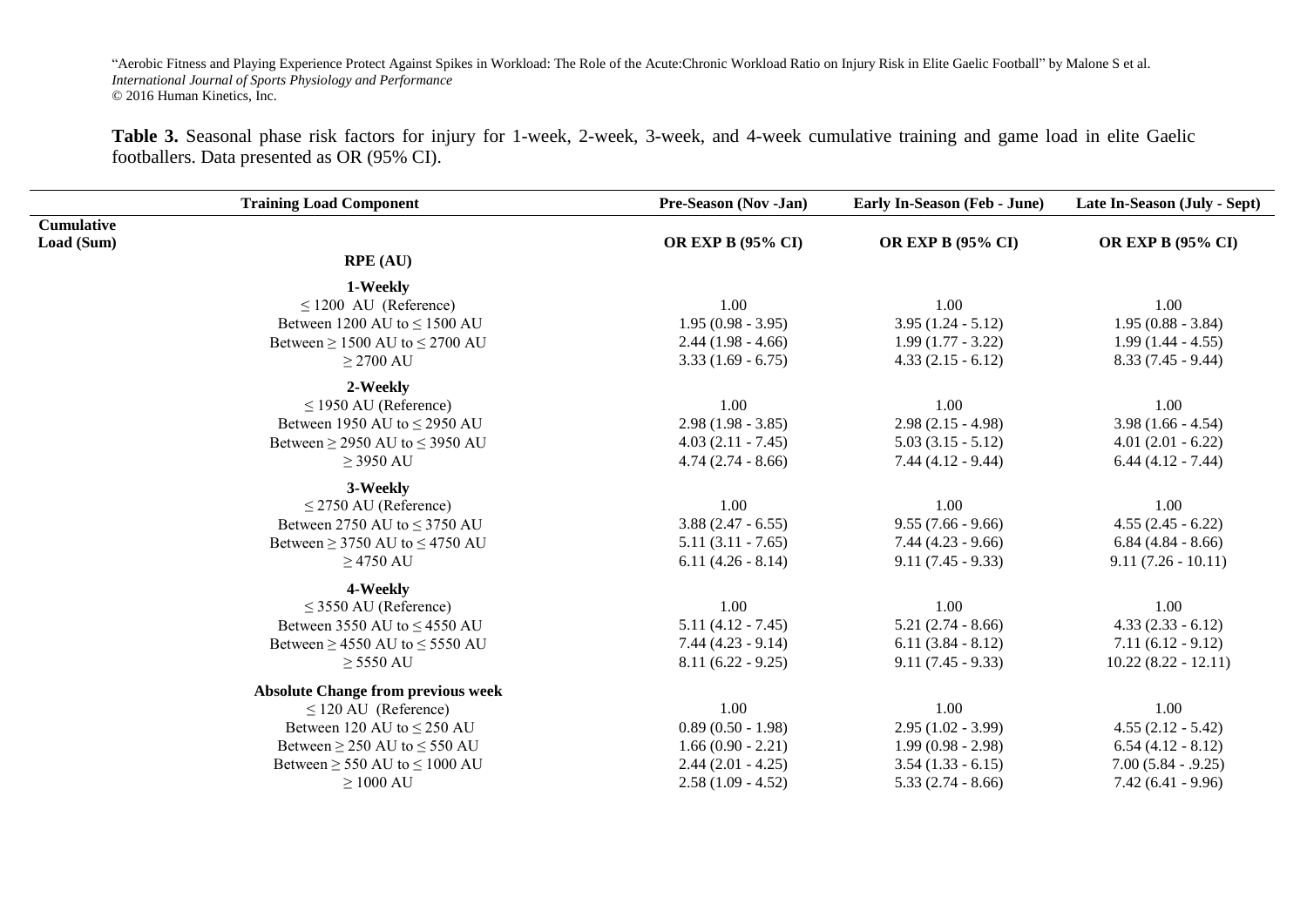**Table 3.** Seasonal phase risk factors for injury for 1-week, 2-week, 3-week, and 4-week cumulative training and game load in elite Gaelic footballers. Data presented as OR (95% CI).

| | Training Load Component | Pre-Season (Nov -Jan) | Early In-Season (Feb - June) | Late In-Season (July - Sept) |
|---|---|---|---|---|
| **Cumulative Load (Sum)** | | **OR EXP B (95% CI)** | **OR EXP B (95% CI)** | **OR EXP B (95% CI)** |
| | **RPE (AU)** | | | |
| | **1-Weekly** | | | |
| | ≤ 1200 AU (Reference) | 1.00 | 1.00 | 1.00 |
| | Between 1200 AU to ≤ 1500 AU | 1.95 (0.98 - 3.95) | 3.95 (1.24 - 5.12) | 1.95 (0.88 - 3.84) |
| | Between ≥ 1500 AU to ≤ 2700 AU | 2.44 (1.98 - 4.66) | 1.99 (1.77 - 3.22) | 1.99 (1.44 - 4.55) |
| | ≥ 2700 AU | 3.33 (1.69 - 6.75) | 4.33 (2.15 - 6.12) | 8.33 (7.45 - 9.44) |
| | **2-Weekly** | | | |
| | ≤ 1950 AU (Reference) | 1.00 | 1.00 | 1.00 |
| | Between 1950 AU to ≤ 2950 AU | 2.98 (1.98 - 3.85) | 2.98 (2.15 - 4.98) | 3.98 (1.66 - 4.54) |
| | Between ≥ 2950 AU to ≤ 3950 AU | 4.03 (2.11 - 7.45) | 5.03 (3.15 - 5.12) | 4.01 (2.01 - 6.22) |
| | ≥ 3950 AU | 4.74 (2.74 - 8.66) | 7.44 (4.12 - 9.44) | 6.44 (4.12 - 7.44) |
| | **3-Weekly** | | | |
| | ≤ 2750 AU (Reference) | 1.00 | 1.00 | 1.00 |
| | Between 2750 AU to ≤ 3750 AU | 3.88 (2.47 - 6.55) | 9.55 (7.66 - 9.66) | 4.55 (2.45 - 6.22) |
| | Between ≥ 3750 AU to ≤ 4750 AU | 5.11 (3.11 - 7.65) | 7.44 (4.23 - 9.66) | 6.84 (4.84 - 8.66) |
| | ≥ 4750 AU | 6.11 (4.26 - 8.14) | 9.11 (7.45 - 9.33) | 9.11 (7.26 - 10.11) |
| | **4-Weekly** | | | |
| | ≤ 3550 AU (Reference) | 1.00 | 1.00 | 1.00 |
| | Between 3550 AU to ≤ 4550 AU | 5.11 (4.12 - 7.45) | 5.21 (2.74 - 8.66) | 4.33 (2.33 - 6.12) |
| | Between ≥ 4550 AU to ≤ 5550 AU | 7.44 (4.23 - 9.14) | 6.11 (3.84 - 8.12) | 7.11 (6.12 - 9.12) |
| | ≥ 5550 AU | 8.11 (6.22 - 9.25) | 9.11 (7.45 - 9.33) | 10.22 (8.22 - 12.11) |
| | **Absolute Change from previous week** | | | |
| | ≤ 120 AU (Reference) | 1.00 | 1.00 | 1.00 |
| | Between 120 AU to ≤ 250 AU | 0.89 (0.50 - 1.98) | 2.95 (1.02 - 3.99) | 4.55 (2.12 - 5.42) |
| | Between ≥ 250 AU to ≤ 550 AU | 1.66 (0.90 - 2.21) | 1.99 (0.98 - 2.98) | 6.54 (4.12 - 8.12) |
| | Between ≥ 550 AU to ≤ 1000 AU | 2.44 (2.01 - 4.25) | 3.54 (1.33 - 6.15) | 7.00 (5.84 - .9.25) |
| | ≥ 1000 AU | 2.58 (1.09 - 4.52) | 5.33 (2.74 - 8.66) | 7.42 (6.41 - 9.96) |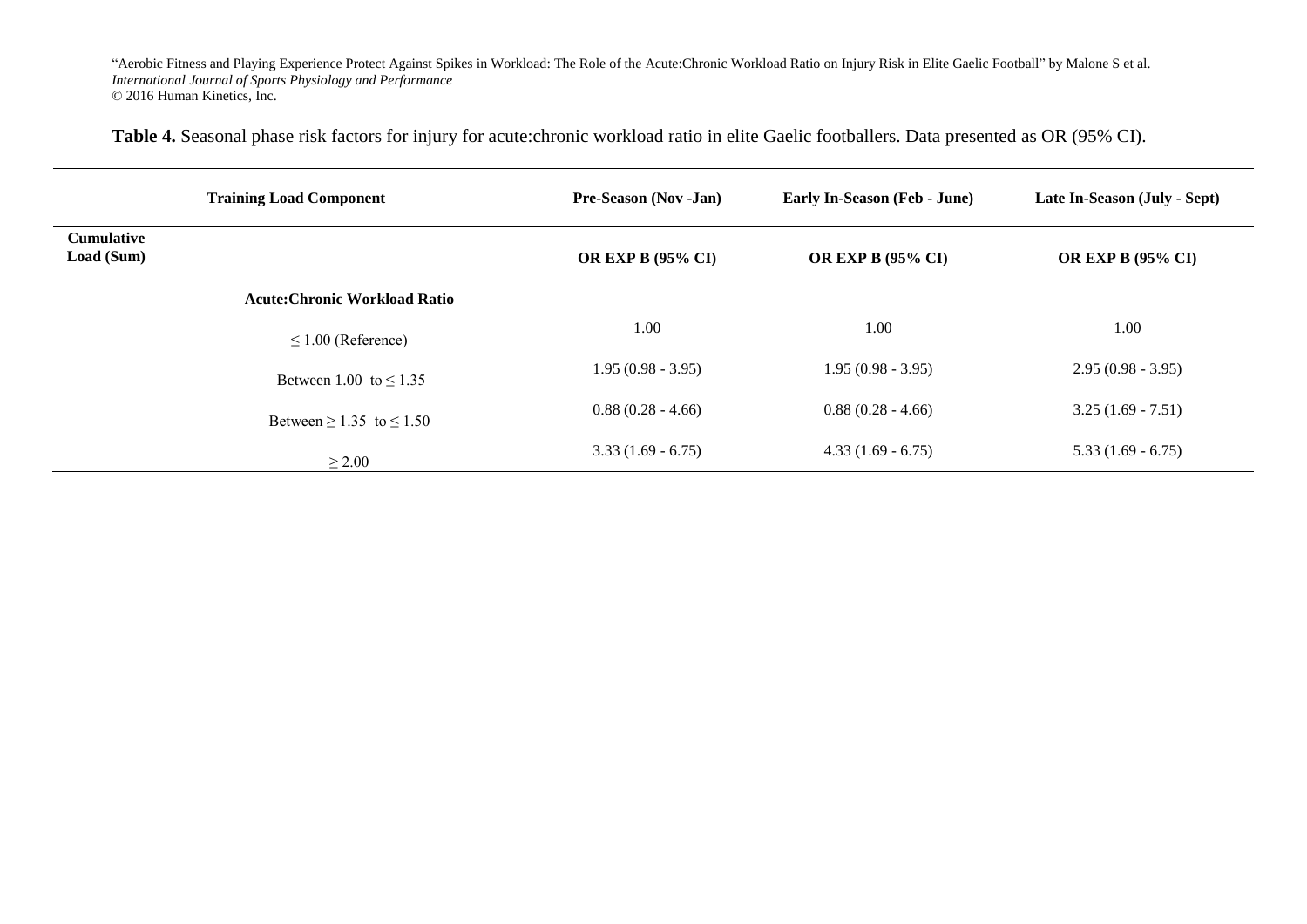"Aerobic Fitness and Playing Experience Protect Against Spikes in Workload: The Role of the Acute:Chronic Workload Ratio on Injury Risk in Elite Gaelic Football" by Malone S et al.
*International Journal of Sports Physiology and Performance*
© 2016 Human Kinetics, Inc.

**Table 4.** Seasonal phase risk factors for injury for acute:chronic workload ratio in elite Gaelic footballers. Data presented as OR (95% CI).

| | **Training Load Component** | **Pre-Season (Nov -Jan)** | **Early In-Season (Feb - June)** | **Late In-Season (July - Sept)** |
|---|---|---|---|---|
| **Cumulative Load (Sum)** | | **OR EXP B (95% CI)** | **OR EXP B (95% CI)** | **OR EXP B (95% CI)** |
| | **Acute:Chronic Workload Ratio** | | | |
| | ≤ 1.00 (Reference) | 1.00 | 1.00 | 1.00 |
| | Between 1.00 to ≤ 1.35 | 1.95 (0.98 - 3.95) | 1.95 (0.98 - 3.95) | 2.95 (0.98 - 3.95) |
| | Between ≥ 1.35 to ≤ 1.50 | 0.88 (0.28 - 4.66) | 0.88 (0.28 - 4.66) | 3.25 (1.69 - 7.51) |
| | ≥ 2.00 | 3.33 (1.69 - 6.75) | 4.33 (1.69 - 6.75) | 5.33 (1.69 - 6.75) |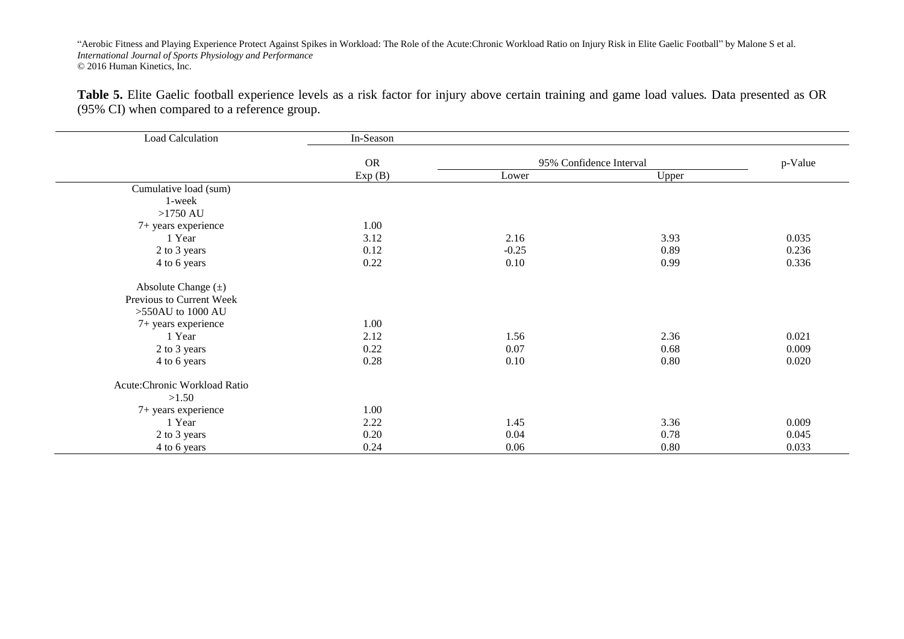"Aerobic Fitness and Playing Experience Protect Against Spikes in Workload: The Role of the Acute:Chronic Workload Ratio on Injury Risk in Elite Gaelic Football" by Malone S et al.
*International Journal of Sports Physiology and Performance*
© 2016 Human Kinetics, Inc.

**Table 5.** Elite Gaelic football experience levels as a risk factor for injury above certain training and game load values. Data presented as OR (95% CI) when compared to a reference group.

| Load Calculation | In-Season | | | |
|---|---|---|---|---|
| | OR | 95% Confidence Interval | | p-Value |
| | Exp (B) | Lower | Upper | |
| Cumulative load (sum) | | | | |
| 1-week | | | | |
| >1750 AU | | | | |
| 7+ years experience | 1.00 | | | |
| 1 Year | 3.12 | 2.16 | 3.93 | 0.035 |
| 2 to 3 years | 0.12 | -0.25 | 0.89 | 0.236 |
| 4 to 6 years | 0.22 | 0.10 | 0.99 | 0.336 |
| Absolute Change (±) | | | | |
| Previous to Current Week | | | | |
| >550AU to 1000 AU | | | | |
| 7+ years experience | 1.00 | | | |
| 1 Year | 2.12 | 1.56 | 2.36 | 0.021 |
| 2 to 3 years | 0.22 | 0.07 | 0.68 | 0.009 |
| 4 to 6 years | 0.28 | 0.10 | 0.80 | 0.020 |
| Acute:Chronic Workload Ratio | | | | |
| >1.50 | | | | |
| 7+ years experience | 1.00 | | | |
| 1 Year | 2.22 | 1.45 | 3.36 | 0.009 |
| 2 to 3 years | 0.20 | 0.04 | 0.78 | 0.045 |
| 4 to 6 years | 0.24 | 0.06 | 0.80 | 0.033 |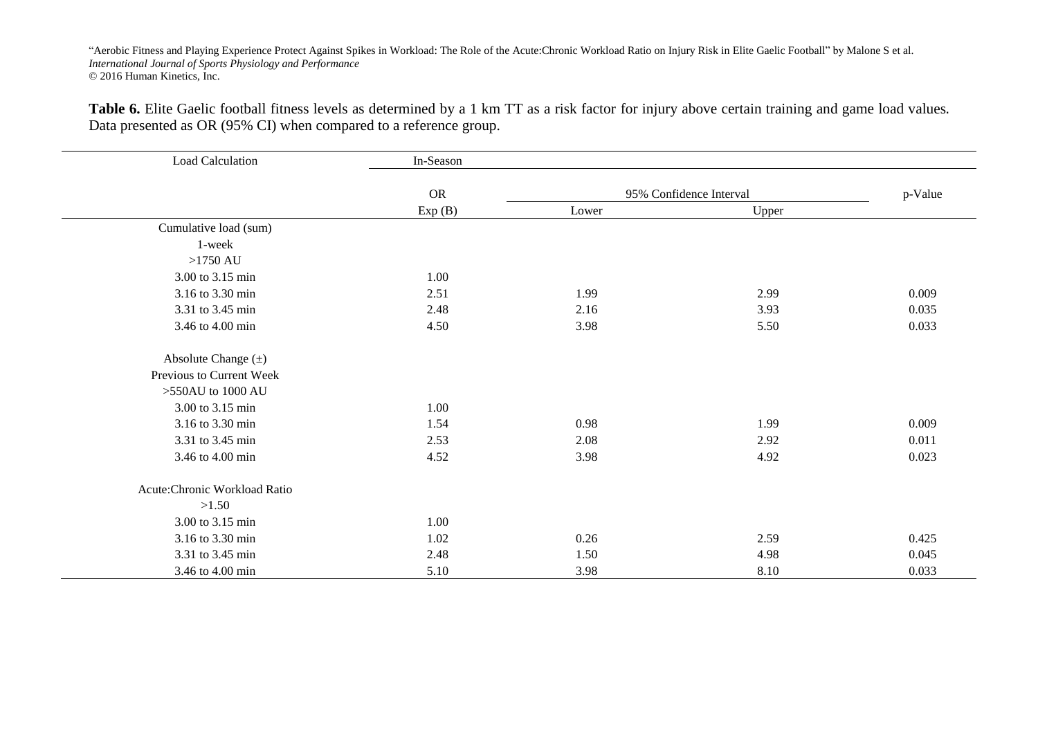"Aerobic Fitness and Playing Experience Protect Against Spikes in Workload: The Role of the Acute:Chronic Workload Ratio on Injury Risk in Elite Gaelic Football" by Malone S et al.
*International Journal of Sports Physiology and Performance*
© 2016 Human Kinetics, Inc.

**Table 6.** Elite Gaelic football fitness levels as determined by a 1 km TT as a risk factor for injury above certain training and game load values. Data presented as OR (95% CI) when compared to a reference group.

| Load Calculation | In-Season | | | |
|---|---|---|---|---|
| | OR | 95% Confidence Interval | | p-Value |
| | Exp (B) | Lower | Upper | |
| Cumulative load (sum) | | | | |
| 1-week | | | | |
| >1750 AU | | | | |
| 3.00 to 3.15 min | 1.00 | | | |
| 3.16 to 3.30 min | 2.51 | 1.99 | 2.99 | 0.009 |
| 3.31 to 3.45 min | 2.48 | 2.16 | 3.93 | 0.035 |
| 3.46 to 4.00 min | 4.50 | 3.98 | 5.50 | 0.033 |
| Absolute Change (±) | | | | |
| Previous to Current Week | | | | |
| >550AU to 1000 AU | | | | |
| 3.00 to 3.15 min | 1.00 | | | |
| 3.16 to 3.30 min | 1.54 | 0.98 | 1.99 | 0.009 |
| 3.31 to 3.45 min | 2.53 | 2.08 | 2.92 | 0.011 |
| 3.46 to 4.00 min | 4.52 | 3.98 | 4.92 | 0.023 |
| Acute:Chronic Workload Ratio | | | | |
| >1.50 | | | | |
| 3.00 to 3.15 min | 1.00 | | | |
| 3.16 to 3.30 min | 1.02 | 0.26 | 2.59 | 0.425 |
| 3.31 to 3.45 min | 2.48 | 1.50 | 4.98 | 0.045 |
| 3.46 to 4.00 min | 5.10 | 3.98 | 8.10 | 0.033 |